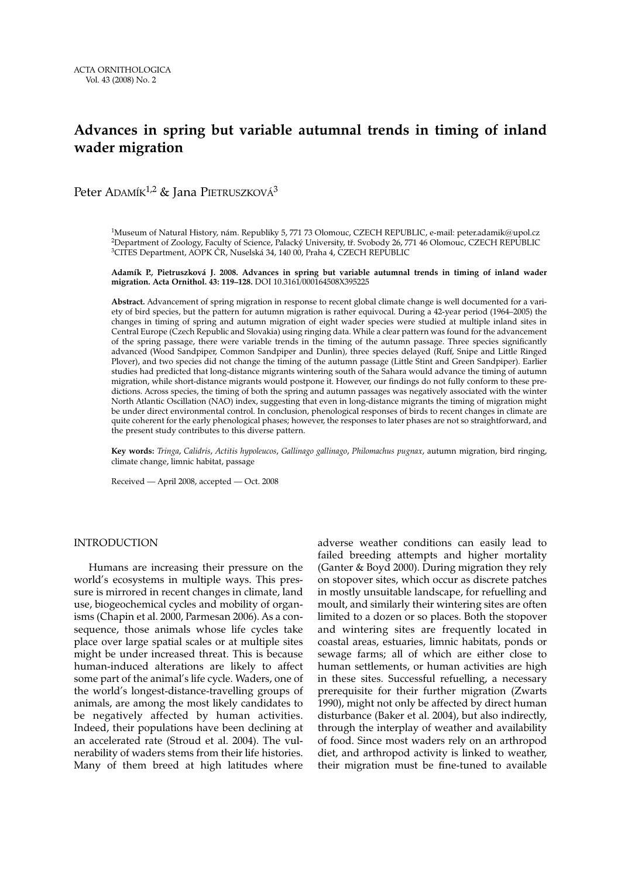ACTA ORNITHOLOGICA
Vol. 43 (2008) No. 2

# Advances in spring but variable autumnal trends in timing of inland wader migration

Peter Adamík[1,2] & Jana Pietruszková[3]

[1]Museum of Natural History, nám. Republiky 5, 771 73 Olomouc, CZECH REPUBLIC, e-mail: peter.adamik@upol.cz
[2]Department of Zoology, Faculty of Science, Palacký University, tř. Svobody 26, 771 46 Olomouc, CZECH REPUBLIC
[3]CITES Department, AOPK ČR, Nuselská 34, 140 00, Praha 4, CZECH REPUBLIC

**Adamík P., Pietruszková J. 2008. Advances in spring but variable autumnal trends in timing of inland wader migration. Acta Ornithol. 43: 119–128.** DOI 10.3161/000164508X395225

**Abstract.** Advancement of spring migration in response to recent global climate change is well documented for a variety of bird species, but the pattern for autumn migration is rather equivocal. During a 42-year period (1964–2005) the changes in timing of spring and autumn migration of eight wader species were studied at multiple inland sites in Central Europe (Czech Republic and Slovakia) using ringing data. While a clear pattern was found for the advancement of the spring passage, there were variable trends in the timing of the autumn passage. Three species significantly advanced (Wood Sandpiper, Common Sandpiper and Dunlin), three species delayed (Ruff, Snipe and Little Ringed Plover), and two species did not change the timing of the autumn passage (Little Stint and Green Sandpiper). Earlier studies had predicted that long-distance migrants wintering south of the Sahara would advance the timing of autumn migration, while short-distance migrants would postpone it. However, our findings do not fully conform to these predictions. Across species, the timing of both the spring and autumn passages was negatively associated with the winter North Atlantic Oscillation (NAO) index, suggesting that even in long-distance migrants the timing of migration might be under direct environmental control. In conclusion, phenological responses of birds to recent changes in climate are quite coherent for the early phenological phases; however, the responses to later phases are not so straightforward, and the present study contributes to this diverse pattern.

**Key words:** *Tringa*, *Calidris*, *Actitis hypoleucos*, *Gallinago gallinago*, *Philomachus pugnax*, autumn migration, bird ringing, climate change, limnic habitat, passage

Received — April 2008, accepted — Oct. 2008

## INTRODUCTION

Humans are increasing their pressure on the world's ecosystems in multiple ways. This pressure is mirrored in recent changes in climate, land use, biogeochemical cycles and mobility of organisms (Chapin et al. 2000, Parmesan 2006). As a consequence, those animals whose life cycles take place over large spatial scales or at multiple sites might be under increased threat. This is because human-induced alterations are likely to affect some part of the animal's life cycle. Waders, one of the world's longest-distance-travelling groups of animals, are among the most likely candidates to be negatively affected by human activities. Indeed, their populations have been declining at an accelerated rate (Stroud et al. 2004). The vulnerability of waders stems from their life histories. Many of them breed at high latitudes where adverse weather conditions can easily lead to failed breeding attempts and higher mortality (Ganter & Boyd 2000). During migration they rely on stopover sites, which occur as discrete patches in mostly unsuitable landscape, for refuelling and moult, and similarly their wintering sites are often limited to a dozen or so places. Both the stopover and wintering sites are frequently located in coastal areas, estuaries, limnic habitats, ponds or sewage farms; all of which are either close to human settlements, or human activities are high in these sites. Successful refuelling, a necessary prerequisite for their further migration (Zwarts 1990), might not only be affected by direct human disturbance (Baker et al. 2004), but also indirectly, through the interplay of weather and availability of food. Since most waders rely on an arthropod diet, and arthropod activity is linked to weather, their migration must be fine-tuned to available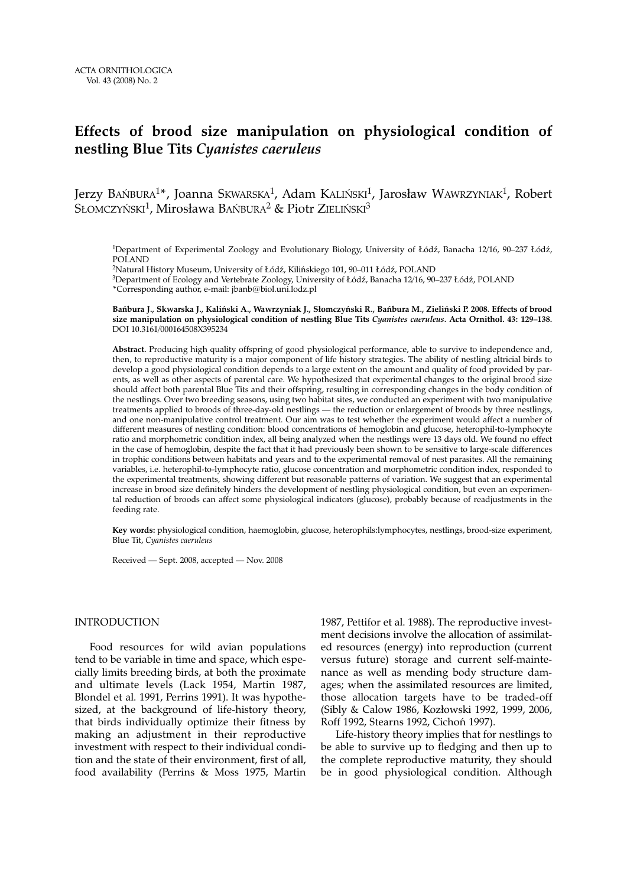# Effects of brood size manipulation on physiological condition of nestling Blue Tits *Cyanistes caeruleus*

Jerzy BAŃBURA[1]*, Joanna SKWARSKA[1], Adam KALIŃSKI[1], Jarosław WAWRZYNIAK[1], Robert SŁOMCZYŃSKI[1], Mirosława BAŃBURA[2] & Piotr ZIELIŃSKI[3]

[1]Department of Experimental Zoology and Evolutionary Biology, University of Łódź, Banacha 12/16, 90–237 Łódź, POLAND
[2]Natural History Museum, University of Łódź, Kilińskiego 101, 90–011 Łódź, POLAND
[3]Department of Ecology and Vertebrate Zoology, University of Łódź, Banacha 12/16, 90–237 Łódź, POLAND
*Corresponding author, e-mail: jbanb@biol.uni.lodz.pl

**Bańbura J., Skwarska J., Kaliński A., Wawrzyniak J., Słomczyński R., Bańbura M., Zieliński P. 2008. Effects of brood size manipulation on physiological condition of nestling Blue Tits *Cyanistes caeruleus*. Acta Ornithol. 43: 129–138.** DOI 10.3161/000164508X395234

**Abstract.** Producing high quality offspring of good physiological performance, able to survive to independence and, then, to reproductive maturity is a major component of life history strategies. The ability of nestling altricial birds to develop a good physiological condition depends to a large extent on the amount and quality of food provided by parents, as well as other aspects of parental care. We hypothesized that experimental changes to the original brood size should affect both parental Blue Tits and their offspring, resulting in corresponding changes in the body condition of the nestlings. Over two breeding seasons, using two habitat sites, we conducted an experiment with two manipulative treatments applied to broods of three-day-old nestlings — the reduction or enlargement of broods by three nestlings, and one non-manipulative control treatment. Our aim was to test whether the experiment would affect a number of different measures of nestling condition: blood concentrations of hemoglobin and glucose, heterophil-to-lymphocyte ratio and morphometric condition index, all being analyzed when the nestlings were 13 days old. We found no effect in the case of hemoglobin, despite the fact that it had previously been shown to be sensitive to large-scale differences in trophic conditions between habitats and years and to the experimental removal of nest parasites. All the remaining variables, i.e. heterophil-to-lymphocyte ratio, glucose concentration and morphometric condition index, responded to the experimental treatments, showing different but reasonable patterns of variation. We suggest that an experimental increase in brood size definitely hinders the development of nestling physiological condition, but even an experimental reduction of broods can affect some physiological indicators (glucose), probably because of readjustments in the feeding rate.

**Key words:** physiological condition, haemoglobin, glucose, heterophils:lymphocytes, nestlings, brood-size experiment, Blue Tit, *Cyanistes caeruleus*

Received — Sept. 2008, accepted — Nov. 2008

## INTRODUCTION

Food resources for wild avian populations tend to be variable in time and space, which especially limits breeding birds, at both the proximate and ultimate levels (Lack 1954, Martin 1987, Blondel et al. 1991, Perrins 1991). It was hypothesized, at the background of life-history theory, that birds individually optimize their fitness by making an adjustment in their reproductive investment with respect to their individual condition and the state of their environment, first of all, food availability (Perrins & Moss 1975, Martin 1987, Pettifor et al. 1988). The reproductive investment decisions involve the allocation of assimilated resources (energy) into reproduction (current versus future) storage and current self-maintenance as well as mending body structure damages; when the assimilated resources are limited, those allocation targets have to be traded-off (Sibly & Calow 1986, Kozłowski 1992, 1999, 2006, Roff 1992, Stearns 1992, Cichoń 1997).

Life-history theory implies that for nestlings to be able to survive up to fledging and then up to the complete reproductive maturity, they should be in good physiological condition. Although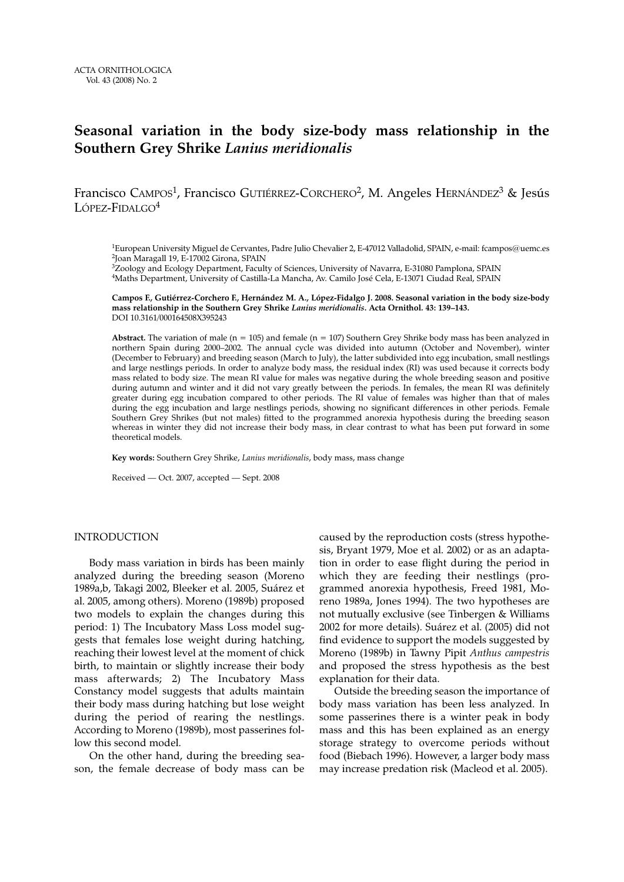# Seasonal variation in the body size-body mass relationship in the Southern Grey Shrike *Lanius meridionalis*

Francisco CAMPOS[1], Francisco GUTIÉRREZ-CORCHERO[2], M. Angeles HERNÁNDEZ[3] & Jesús LÓPEZ-FIDALGO[4]

[1]European University Miguel de Cervantes, Padre Julio Chevalier 2, E-47012 Valladolid, SPAIN, e-mail: fcampos@uemc.es
[2]Joan Maragall 19, E-17002 Girona, SPAIN
[3]Zoology and Ecology Department, Faculty of Sciences, University of Navarra, E-31080 Pamplona, SPAIN
[4]Maths Department, University of Castilla-La Mancha, Av. Camilo José Cela, E-13071 Ciudad Real, SPAIN

**Campos F., Gutiérrez-Corchero F., Hernández M. A., López-Fidalgo J. 2008. Seasonal variation in the body size-body mass relationship in the Southern Grey Shrike *Lanius meridionalis*. Acta Ornithol. 43: 139–143.**
DOI 10.3161/000164508X395243

**Abstract.** The variation of male (n = 105) and female (n = 107) Southern Grey Shrike body mass has been analyzed in northern Spain during 2000–2002. The annual cycle was divided into autumn (October and November), winter (December to February) and breeding season (March to July), the latter subdivided into egg incubation, small nestlings and large nestlings periods. In order to analyze body mass, the residual index (RI) was used because it corrects body mass related to body size. The mean RI value for males was negative during the whole breeding season and positive during autumn and winter and it did not vary greatly between the periods. In females, the mean RI was definitely greater during egg incubation compared to other periods. The RI value of females was higher than that of males during the egg incubation and large nestlings periods, showing no significant differences in other periods. Female Southern Grey Shrikes (but not males) fitted to the programmed anorexia hypothesis during the breeding season whereas in winter they did not increase their body mass, in clear contrast to what has been put forward in some theoretical models.

**Key words:** Southern Grey Shrike, *Lanius meridionalis*, body mass, mass change

Received — Oct. 2007, accepted — Sept. 2008

## INTRODUCTION

Body mass variation in birds has been mainly analyzed during the breeding season (Moreno 1989a,b, Takagi 2002, Bleeker et al. 2005, Suárez et al. 2005, among others). Moreno (1989b) proposed two models to explain the changes during this period: 1) The Incubatory Mass Loss model suggests that females lose weight during hatching, reaching their lowest level at the moment of chick birth, to maintain or slightly increase their body mass afterwards; 2) The Incubatory Mass Constancy model suggests that adults maintain their body mass during hatching but lose weight during the period of rearing the nestlings. According to Moreno (1989b), most passerines follow this second model.

On the other hand, during the breeding season, the female decrease of body mass can be caused by the reproduction costs (stress hypothesis, Bryant 1979, Moe et al. 2002) or as an adaptation in order to ease flight during the period in which they are feeding their nestlings (programmed anorexia hypothesis, Freed 1981, Moreno 1989a, Jones 1994). The two hypotheses are not mutually exclusive (see Tinbergen & Williams 2002 for more details). Suárez et al. (2005) did not find evidence to support the models suggested by Moreno (1989b) in Tawny Pipit *Anthus campestris* and proposed the stress hypothesis as the best explanation for their data.

Outside the breeding season the importance of body mass variation has been less analyzed. In some passerines there is a winter peak in body mass and this has been explained as an energy storage strategy to overcome periods without food (Biebach 1996). However, a larger body mass may increase predation risk (Macleod et al. 2005).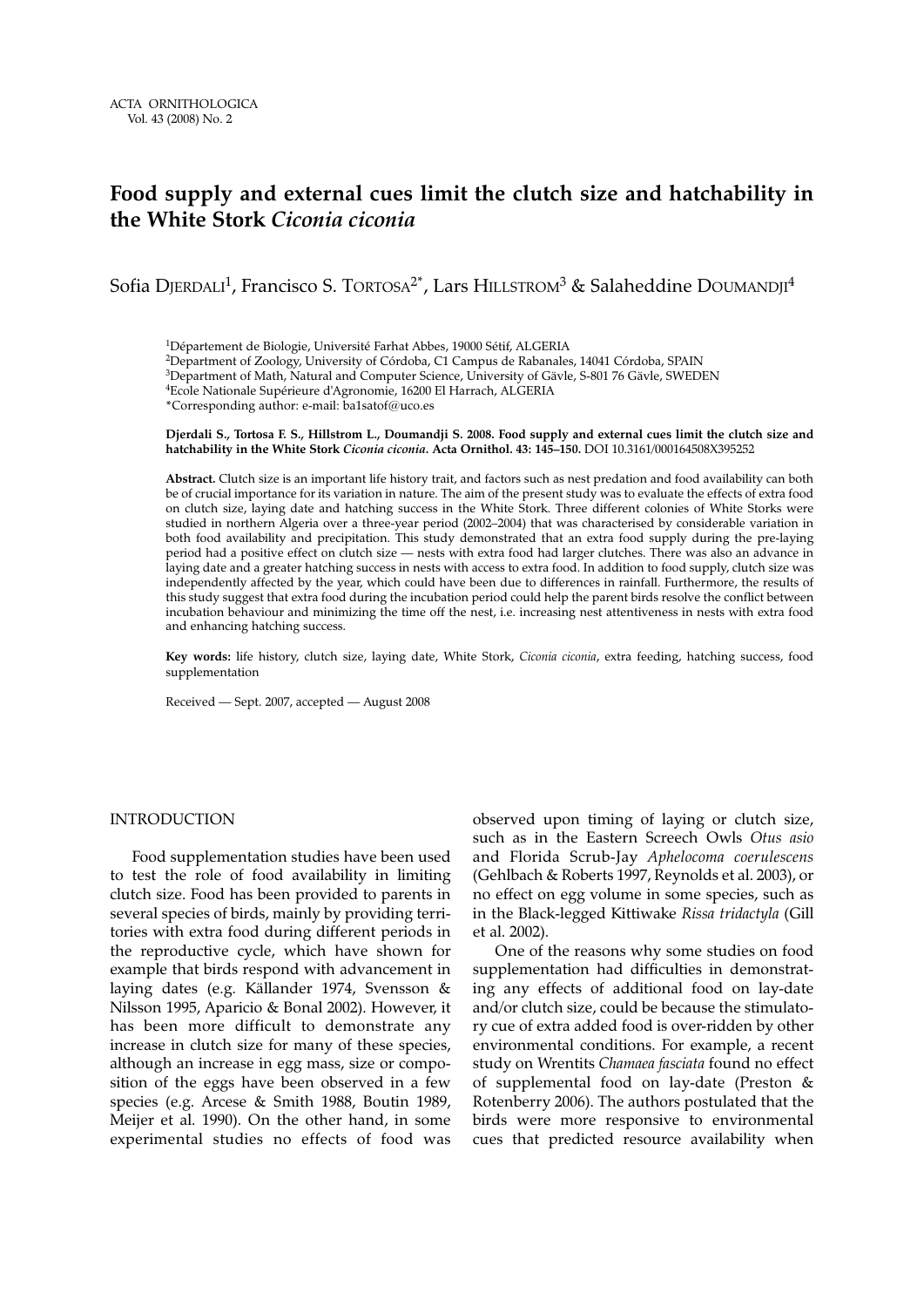# Food supply and external cues limit the clutch size and hatchability in the White Stork *Ciconia ciconia*

Sofia Djerdali[1], Francisco S. Tortosa[2*], Lars Hillstrom[3] & Salaheddine Doumandji[4]

[1]Département de Biologie, Université Farhat Abbes, 19000 Sétif, ALGERIA
[2]Department of Zoology, University of Córdoba, C1 Campus de Rabanales, 14041 Córdoba, SPAIN
[3]Department of Math, Natural and Computer Science, University of Gävle, S-801 76 Gävle, SWEDEN
[4]Ecole Nationale Supérieure d'Agronomie, 16200 El Harrach, ALGERIA
*Corresponding author: e-mail: ba1satof@uco.es

**Djerdali S., Tortosa F. S., Hillstrom L., Doumandji S. 2008. Food supply and external cues limit the clutch size and hatchability in the White Stork *Ciconia ciconia*. Acta Ornithol. 43: 145–150.** DOI 10.3161/000164508X395252

**Abstract.** Clutch size is an important life history trait, and factors such as nest predation and food availability can both be of crucial importance for its variation in nature. The aim of the present study was to evaluate the effects of extra food on clutch size, laying date and hatching success in the White Stork. Three different colonies of White Storks were studied in northern Algeria over a three-year period (2002–2004) that was characterised by considerable variation in both food availability and precipitation. This study demonstrated that an extra food supply during the pre-laying period had a positive effect on clutch size — nests with extra food had larger clutches. There was also an advance in laying date and a greater hatching success in nests with access to extra food. In addition to food supply, clutch size was independently affected by the year, which could have been due to differences in rainfall. Furthermore, the results of this study suggest that extra food during the incubation period could help the parent birds resolve the conflict between incubation behaviour and minimizing the time off the nest, i.e. increasing nest attentiveness in nests with extra food and enhancing hatching success.

**Key words:** life history, clutch size, laying date, White Stork, *Ciconia ciconia*, extra feeding, hatching success, food supplementation

Received — Sept. 2007, accepted — August 2008

## INTRODUCTION

Food supplementation studies have been used to test the role of food availability in limiting clutch size. Food has been provided to parents in several species of birds, mainly by providing territories with extra food during different periods in the reproductive cycle, which have shown for example that birds respond with advancement in laying dates (e.g. Källander 1974, Svensson & Nilsson 1995, Aparicio & Bonal 2002). However, it has been more difficult to demonstrate any increase in clutch size for many of these species, although an increase in egg mass, size or composition of the eggs have been observed in a few species (e.g. Arcese & Smith 1988, Boutin 1989, Meijer et al. 1990). On the other hand, in some experimental studies no effects of food was observed upon timing of laying or clutch size, such as in the Eastern Screech Owls *Otus asio* and Florida Scrub-Jay *Aphelocoma coerulescens* (Gehlbach & Roberts 1997, Reynolds et al. 2003), or no effect on egg volume in some species, such as in the Black-legged Kittiwake *Rissa tridactyla* (Gill et al. 2002).

One of the reasons why some studies on food supplementation had difficulties in demonstrating any effects of additional food on lay-date and/or clutch size, could be because the stimulatory cue of extra added food is over-ridden by other environmental conditions. For example, a recent study on Wrentits *Chamaea fasciata* found no effect of supplemental food on lay-date (Preston & Rotenberry 2006). The authors postulated that the birds were more responsive to environmental cues that predicted resource availability when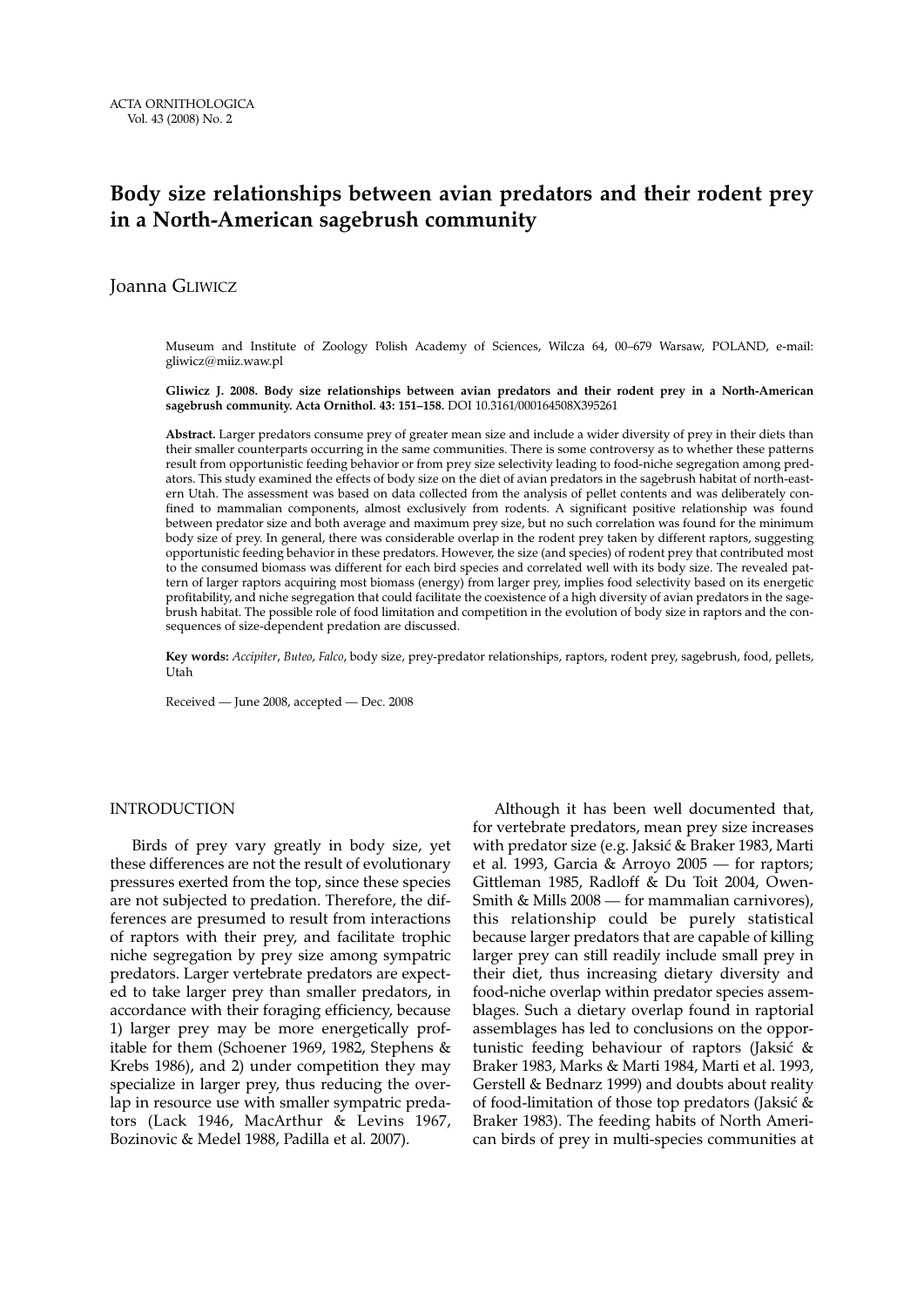# Body size relationships between avian predators and their rodent prey in a North-American sagebrush community

Joanna GLIWICZ

Museum and Institute of Zoology Polish Academy of Sciences, Wilcza 64, 00–679 Warsaw, POLAND, e-mail: gliwicz@miiz.waw.pl

**Gliwicz J. 2008. Body size relationships between avian predators and their rodent prey in a North-American sagebrush community. Acta Ornithol. 43: 151–158.** DOI 10.3161/000164508X395261

**Abstract.** Larger predators consume prey of greater mean size and include a wider diversity of prey in their diets than their smaller counterparts occurring in the same communities. There is some controversy as to whether these patterns result from opportunistic feeding behavior or from prey size selectivity leading to food-niche segregation among predators. This study examined the effects of body size on the diet of avian predators in the sagebrush habitat of north-eastern Utah. The assessment was based on data collected from the analysis of pellet contents and was deliberately confined to mammalian components, almost exclusively from rodents. A significant positive relationship was found between predator size and both average and maximum prey size, but no such correlation was found for the minimum body size of prey. In general, there was considerable overlap in the rodent prey taken by different raptors, suggesting opportunistic feeding behavior in these predators. However, the size (and species) of rodent prey that contributed most to the consumed biomass was different for each bird species and correlated well with its body size. The revealed pattern of larger raptors acquiring most biomass (energy) from larger prey, implies food selectivity based on its energetic profitability, and niche segregation that could facilitate the coexistence of a high diversity of avian predators in the sagebrush habitat. The possible role of food limitation and competition in the evolution of body size in raptors and the consequences of size-dependent predation are discussed.

**Key words:** *Accipiter*, *Buteo*, *Falco*, body size, prey-predator relationships, raptors, rodent prey, sagebrush, food, pellets, Utah

Received — June 2008, accepted — Dec. 2008

## INTRODUCTION

Birds of prey vary greatly in body size, yet these differences are not the result of evolutionary pressures exerted from the top, since these species are not subjected to predation. Therefore, the differences are presumed to result from interactions of raptors with their prey, and facilitate trophic niche segregation by prey size among sympatric predators. Larger vertebrate predators are expected to take larger prey than smaller predators, in accordance with their foraging efficiency, because 1) larger prey may be more energetically profitable for them (Schoener 1969, 1982, Stephens & Krebs 1986), and 2) under competition they may specialize in larger prey, thus reducing the overlap in resource use with smaller sympatric predators (Lack 1946, MacArthur & Levins 1967, Bozinovic & Medel 1988, Padilla et al. 2007).

Although it has been well documented that, for vertebrate predators, mean prey size increases with predator size (e.g. Jaksić & Braker 1983, Marti et al. 1993, Garcia & Arroyo 2005 — for raptors; Gittleman 1985, Radloff & Du Toit 2004, Owen-Smith & Mills 2008 — for mammalian carnivores), this relationship could be purely statistical because larger predators that are capable of killing larger prey can still readily include small prey in their diet, thus increasing dietary diversity and food-niche overlap within predator species assemblages. Such a dietary overlap found in raptorial assemblages has led to conclusions on the opportunistic feeding behaviour of raptors (Jaksić & Braker 1983, Marks & Marti 1984, Marti et al. 1993, Gerstell & Bednarz 1999) and doubts about reality of food-limitation of those top predators (Jaksić & Braker 1983). The feeding habits of North American birds of prey in multi-species communities at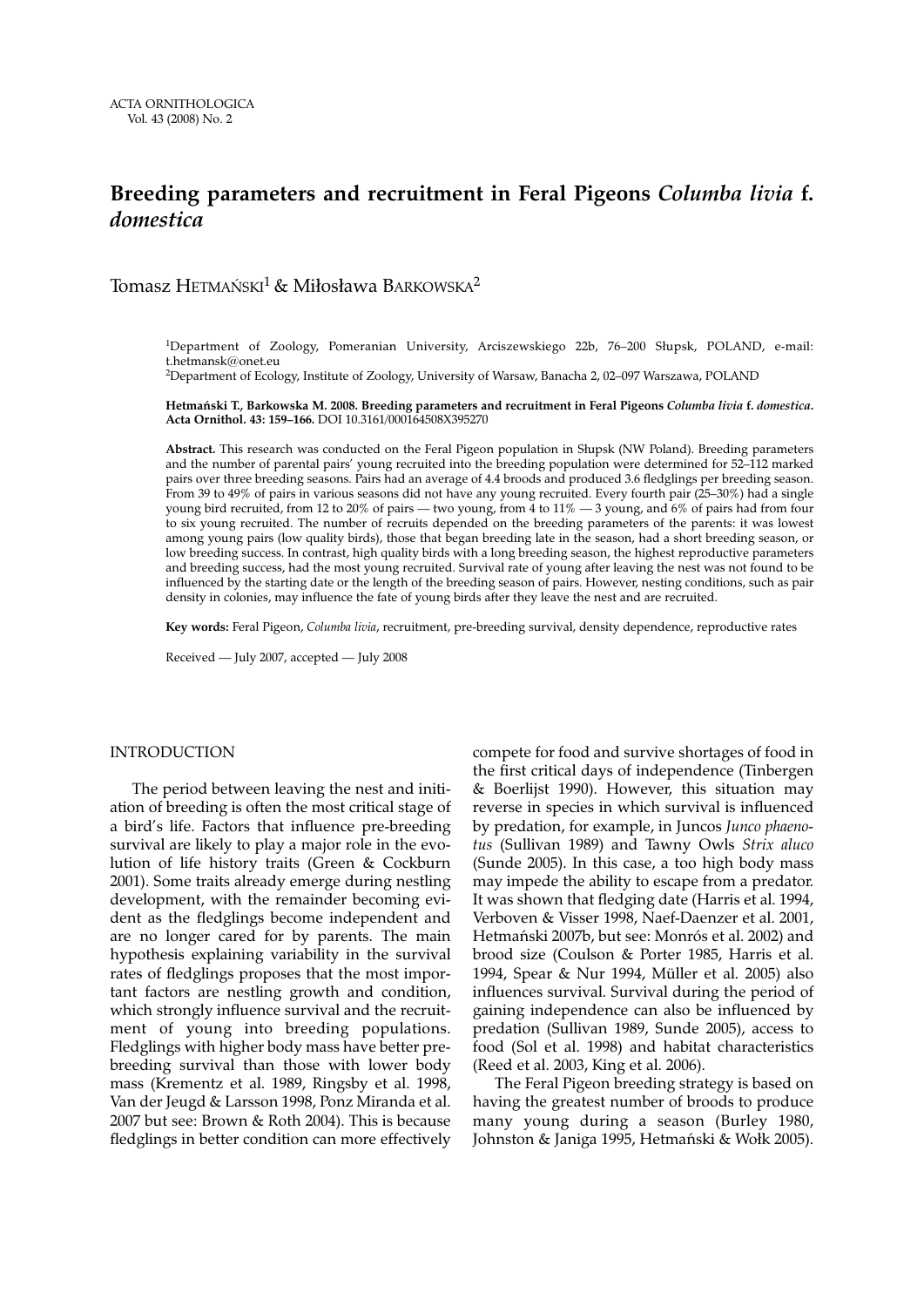# Breeding parameters and recruitment in Feral Pigeons *Columba livia* f. *domestica*

Tomasz Hetmański[1] & Mirosława Barkowska[2]

[1]Department of Zoology, Pomeranian University, Arciszewskiego 22b, 76–200 Słupsk, POLAND, e-mail: t.hetmansk@onet.eu

[2]Department of Ecology, Institute of Zoology, University of Warsaw, Banacha 2, 02–097 Warszawa, POLAND

**Hetmański T., Barkowska M. 2008. Breeding parameters and recruitment in Feral Pigeons *Columba livia* f. *domestica*. Acta Ornithol. 43: 159–166.** DOI 10.3161/000164508X395270

**Abstract.** This research was conducted on the Feral Pigeon population in Słupsk (NW Poland). Breeding parameters and the number of parental pairs' young recruited into the breeding population were determined for 52–112 marked pairs over three breeding seasons. Pairs had an average of 4.4 broods and produced 3.6 fledglings per breeding season. From 39 to 49% of pairs in various seasons did not have any young recruited. Every fourth pair (25–30%) had a single young bird recruited, from 12 to 20% of pairs — two young, from 4 to 11% — 3 young, and 6% of pairs had from four to six young recruited. The number of recruits depended on the breeding parameters of the parents: it was lowest among young pairs (low quality birds), those that began breeding late in the season, had a short breeding season, or low breeding success. In contrast, high quality birds with a long breeding season, the highest reproductive parameters and breeding success, had the most young recruited. Survival rate of young after leaving the nest was not found to be influenced by the starting date or the length of the breeding season of pairs. However, nesting conditions, such as pair density in colonies, may influence the fate of young birds after they leave the nest and are recruited.

**Key words:** Feral Pigeon, *Columba livia*, recruitment, pre-breeding survival, density dependence, reproductive rates

Received — July 2007, accepted — July 2008

## INTRODUCTION

The period between leaving the nest and initiation of breeding is often the most critical stage of a bird's life. Factors that influence pre-breeding survival are likely to play a major role in the evolution of life history traits (Green & Cockburn 2001). Some traits already emerge during nestling development, with the remainder becoming evident as the fledglings become independent and are no longer cared for by parents. The main hypothesis explaining variability in the survival rates of fledglings proposes that the most important factors are nestling growth and condition, which strongly influence survival and the recruitment of young into breeding populations. Fledglings with higher body mass have better pre-breeding survival than those with lower body mass (Krementz et al. 1989, Ringsby et al. 1998, Van der Jeugd & Larsson 1998, Ponz Miranda et al. 2007 but see: Brown & Roth 2004). This is because fledglings in better condition can more effectively compete for food and survive shortages of food in the first critical days of independence (Tinbergen & Boerlijst 1990). However, this situation may reverse in species in which survival is influenced by predation, for example, in Juncos *Junco phaeonotus* (Sullivan 1989) and Tawny Owls *Strix aluco* (Sunde 2005). In this case, a too high body mass may impede the ability to escape from a predator. It was shown that fledging date (Harris et al. 1994, Verboven & Visser 1998, Naef-Daenzer et al. 2001, Hetmański 2007b, but see: Monrós et al. 2002) and brood size (Coulson & Porter 1985, Harris et al. 1994, Spear & Nur 1994, Müller et al. 2005) also influences survival. Survival during the period of gaining independence can also be influenced by predation (Sullivan 1989, Sunde 2005), access to food (Sol et al. 1998) and habitat characteristics (Reed et al. 2003, King et al. 2006).

The Feral Pigeon breeding strategy is based on having the greatest number of broods to produce many young during a season (Burley 1980, Johnston & Janiga 1995, Hetmański & Wołk 2005).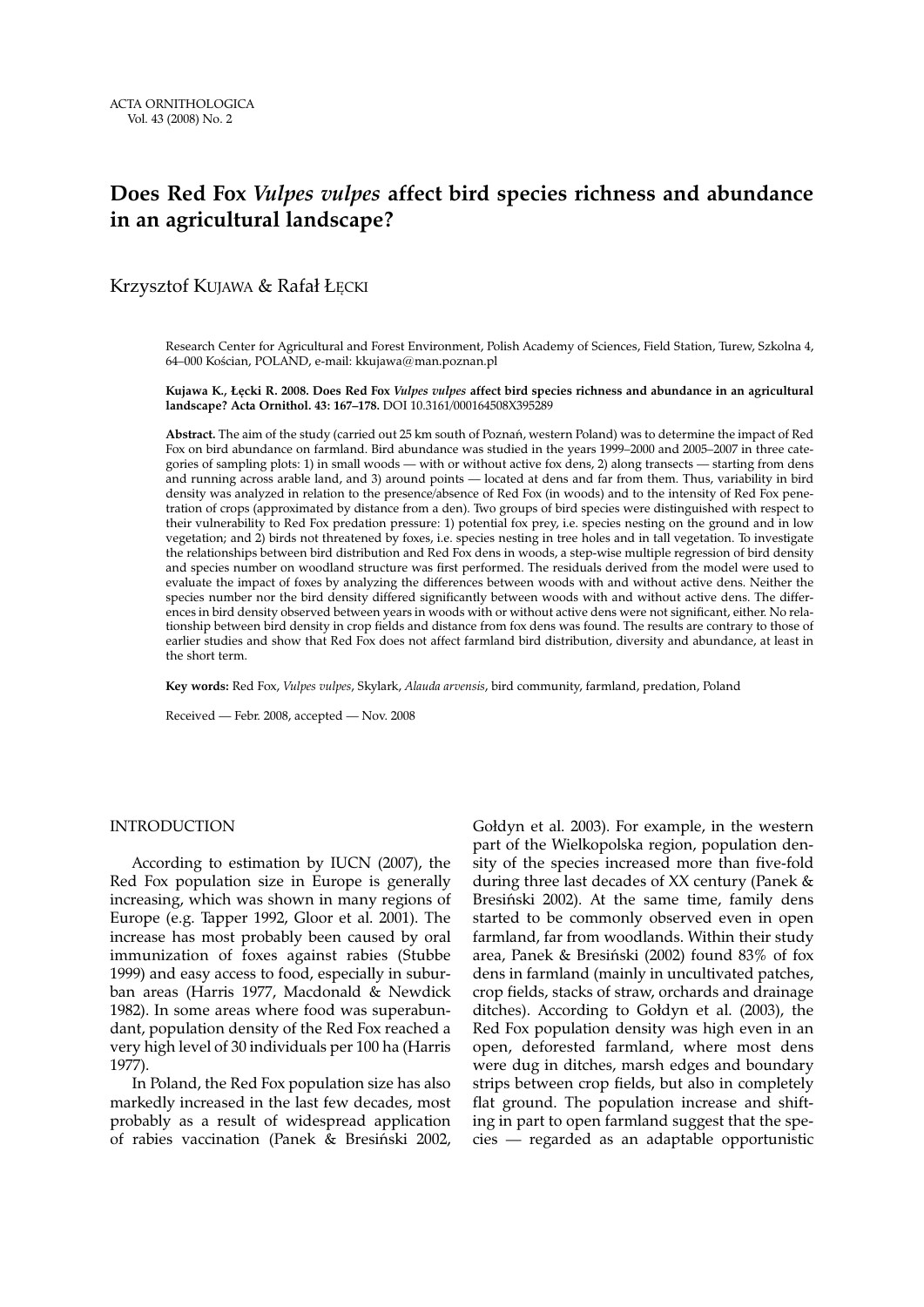# Does Red Fox *Vulpes vulpes* affect bird species richness and abundance in an agricultural landscape?

Krzysztof Kujawa & Rafał Łęcki

Research Center for Agricultural and Forest Environment, Polish Academy of Sciences, Field Station, Turew, Szkolna 4, 64–000 Kościan, POLAND, e-mail: kkujawa@man.poznan.pl

**Kujawa K., Łęcki R. 2008. Does Red Fox *Vulpes vulpes* affect bird species richness and abundance in an agricultural landscape? Acta Ornithol. 43: 167–178.** DOI 10.3161/000164508X395289

**Abstract.** The aim of the study (carried out 25 km south of Poznań, western Poland) was to determine the impact of Red Fox on bird abundance on farmland. Bird abundance was studied in the years 1999–2000 and 2005–2007 in three categories of sampling plots: 1) in small woods — with or without active fox dens, 2) along transects — starting from dens and running across arable land, and 3) around points — located at dens and far from them. Thus, variability in bird density was analyzed in relation to the presence/absence of Red Fox (in woods) and to the intensity of Red Fox penetration of crops (approximated by distance from a den). Two groups of bird species were distinguished with respect to their vulnerability to Red Fox predation pressure: 1) potential fox prey, i.e. species nesting on the ground and in low vegetation; and 2) birds not threatened by foxes, i.e. species nesting in tree holes and in tall vegetation. To investigate the relationships between bird distribution and Red Fox dens in woods, a step-wise multiple regression of bird density and species number on woodland structure was first performed. The residuals derived from the model were used to evaluate the impact of foxes by analyzing the differences between woods with and without active dens. Neither the species number nor the bird density differed significantly between woods with and without active dens. The differences in bird density observed between years in woods with or without active dens were not significant, either. No relationship between bird density in crop fields and distance from fox dens was found. The results are contrary to those of earlier studies and show that Red Fox does not affect farmland bird distribution, diversity and abundance, at least in the short term.

**Key words:** Red Fox, *Vulpes vulpes*, Skylark, *Alauda arvensis*, bird community, farmland, predation, Poland

Received — Febr. 2008, accepted — Nov. 2008

## INTRODUCTION

According to estimation by IUCN (2007), the Red Fox population size in Europe is generally increasing, which was shown in many regions of Europe (e.g. Tapper 1992, Gloor et al. 2001). The increase has most probably been caused by oral immunization of foxes against rabies (Stubbe 1999) and easy access to food, especially in suburban areas (Harris 1977, Macdonald & Newdick 1982). In some areas where food was superabundant, population density of the Red Fox reached a very high level of 30 individuals per 100 ha (Harris 1977).

In Poland, the Red Fox population size has also markedly increased in the last few decades, most probably as a result of widespread application of rabies vaccination (Panek & Bresiński 2002, Gołdyn et al. 2003). For example, in the western part of the Wielkopolska region, population density of the species increased more than five-fold during three last decades of XX century (Panek & Bresiński 2002). At the same time, family dens started to be commonly observed even in open farmland, far from woodlands. Within their study area, Panek & Bresiński (2002) found 83% of fox dens in farmland (mainly in uncultivated patches, crop fields, stacks of straw, orchards and drainage ditches). According to Gołdyn et al. (2003), the Red Fox population density was high even in an open, deforested farmland, where most dens were dug in ditches, marsh edges and boundary strips between crop fields, but also in completely flat ground. The population increase and shifting in part to open farmland suggest that the species — regarded as an adaptable opportunistic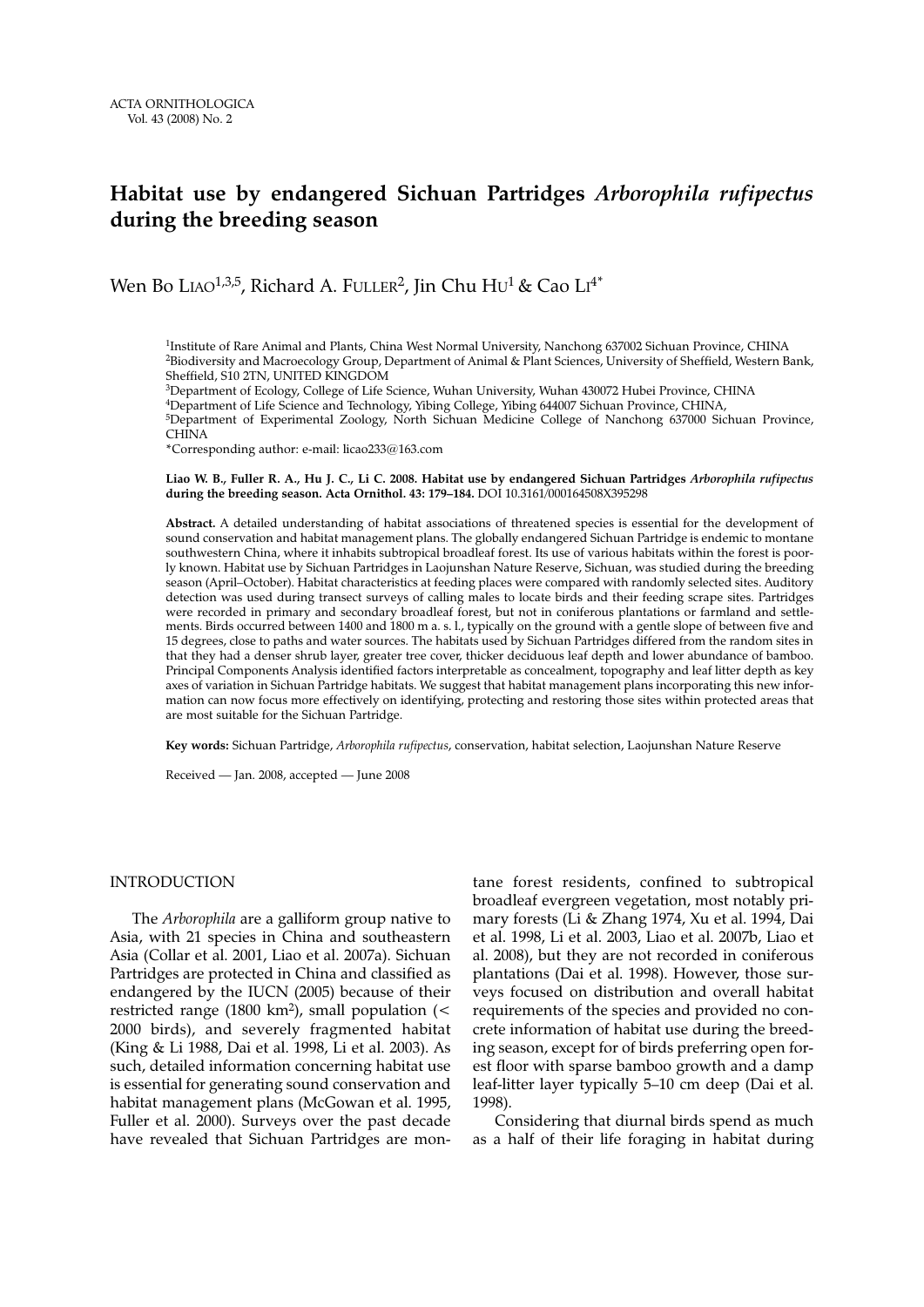# Habitat use by endangered Sichuan Partridges *Arborophila rufipectus* during the breeding season

Wen Bo LIAO[1,3,5], Richard A. FULLER[2], Jin Chu HU[1] & Cao LI[4*]

[1]Institute of Rare Animal and Plants, China West Normal University, Nanchong 637002 Sichuan Province, CHINA
[2]Biodiversity and Macroecology Group, Department of Animal & Plant Sciences, University of Sheffield, Western Bank, Sheffield, S10 2TN, UNITED KINGDOM
[3]Department of Ecology, College of Life Science, Wuhan University, Wuhan 430072 Hubei Province, CHINA
[4]Department of Life Science and Technology, Yibing College, Yibing 644007 Sichuan Province, CHINA,
[5]Department of Experimental Zoology, North Sichuan Medicine College of Nanchong 637000 Sichuan Province, CHINA
*Corresponding author: e-mail: licao233@163.com

**Liao W. B., Fuller R. A., Hu J. C., Li C. 2008. Habitat use by endangered Sichuan Partridges *Arborophila rufipectus* during the breeding season. Acta Ornithol. 43: 179–184.** DOI 10.3161/000164508X395298

**Abstract.** A detailed understanding of habitat associations of threatened species is essential for the development of sound conservation and habitat management plans. The globally endangered Sichuan Partridge is endemic to montane southwestern China, where it inhabits subtropical broadleaf forest. Its use of various habitats within the forest is poorly known. Habitat use by Sichuan Partridges in Laojunshan Nature Reserve, Sichuan, was studied during the breeding season (April–October). Habitat characteristics at feeding places were compared with randomly selected sites. Auditory detection was used during transect surveys of calling males to locate birds and their feeding scrape sites. Partridges were recorded in primary and secondary broadleaf forest, but not in coniferous plantations or farmland and settlements. Birds occurred between 1400 and 1800 m a. s. l., typically on the ground with a gentle slope of between five and 15 degrees, close to paths and water sources. The habitats used by Sichuan Partridges differed from the random sites in that they had a denser shrub layer, greater tree cover, thicker deciduous leaf depth and lower abundance of bamboo. Principal Components Analysis identified factors interpretable as concealment, topography and leaf litter depth as key axes of variation in Sichuan Partridge habitats. We suggest that habitat management plans incorporating this new information can now focus more effectively on identifying, protecting and restoring those sites within protected areas that are most suitable for the Sichuan Partridge.

**Key words:** Sichuan Partridge, *Arborophila rufipectus*, conservation, habitat selection, Laojunshan Nature Reserve

Received — Jan. 2008, accepted — June 2008

## INTRODUCTION

The *Arborophila* are a galliform group native to Asia, with 21 species in China and southeastern Asia (Collar et al. 2001, Liao et al. 2007a). Sichuan Partridges are protected in China and classified as endangered by the IUCN (2005) because of their restricted range (1800 km$^2$), small population (< 2000 birds), and severely fragmented habitat (King & Li 1988, Dai et al. 1998, Li et al. 2003). As such, detailed information concerning habitat use is essential for generating sound conservation and habitat management plans (McGowan et al. 1995, Fuller et al. 2000). Surveys over the past decade have revealed that Sichuan Partridges are montane forest residents, confined to subtropical broadleaf evergreen vegetation, most notably primary forests (Li & Zhang 1974, Xu et al. 1994, Dai et al. 1998, Li et al. 2003, Liao et al. 2007b, Liao et al. 2008), but they are not recorded in coniferous plantations (Dai et al. 1998). However, those surveys focused on distribution and overall habitat requirements of the species and provided no concrete information of habitat use during the breeding season, except for of birds preferring open forest floor with sparse bamboo growth and a damp leaf-litter layer typically 5–10 cm deep (Dai et al. 1998).

Considering that diurnal birds spend as much as a half of their life foraging in habitat during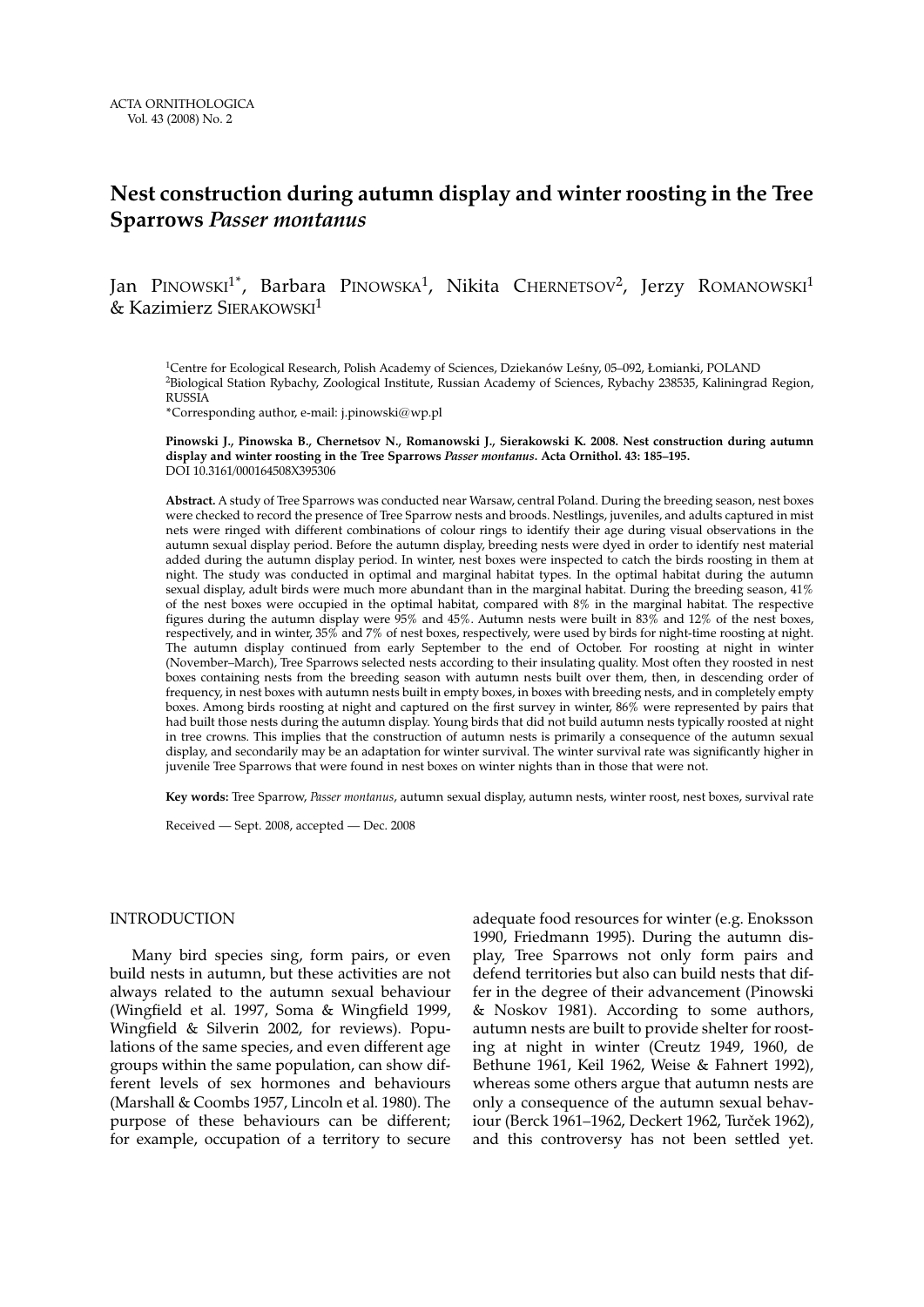# Nest construction during autumn display and winter roosting in the Tree Sparrows *Passer montanus*

Jan Pinowski[1*], Barbara Pinowska[1], Nikita Chernetsov[2], Jerzy Romanowski[1] & Kazimierz Sierakowski[1]

[1]Centre for Ecological Research, Polish Academy of Sciences, Dziekanów Leśny, 05–092, Łomianki, POLAND
[2]Biological Station Rybachy, Zoological Institute, Russian Academy of Sciences, Rybachy 238535, Kaliningrad Region, RUSSIA
*Corresponding author, e-mail: j.pinowski@wp.pl

**Pinowski J., Pinowska B., Chernetsov N., Romanowski J., Sierakowski K. 2008. Nest construction during autumn display and winter roosting in the Tree Sparrows *Passer montanus*. Acta Ornithol. 43: 185–195.**
DOI 10.3161/000164508X395306

**Abstract.** A study of Tree Sparrows was conducted near Warsaw, central Poland. During the breeding season, nest boxes were checked to record the presence of Tree Sparrow nests and broods. Nestlings, juveniles, and adults captured in mist nets were ringed with different combinations of colour rings to identify their age during visual observations in the autumn sexual display period. Before the autumn display, breeding nests were dyed in order to identify nest material added during the autumn display period. In winter, nest boxes were inspected to catch the birds roosting in them at night. The study was conducted in optimal and marginal habitat types. In the optimal habitat during the autumn sexual display, adult birds were much more abundant than in the marginal habitat. During the breeding season, 41% of the nest boxes were occupied in the optimal habitat, compared with 8% in the marginal habitat. The respective figures during the autumn display were 95% and 45%. Autumn nests were built in 83% and 12% of the nest boxes, respectively, and in winter, 35% and 7% of nest boxes, respectively, were used by birds for night-time roosting at night. The autumn display continued from early September to the end of October. For roosting at night in winter (November–March), Tree Sparrows selected nests according to their insulating quality. Most often they roosted in nest boxes containing nests from the breeding season with autumn nests built over them, then, in descending order of frequency, in nest boxes with autumn nests built in empty boxes, in boxes with breeding nests, and in completely empty boxes. Among birds roosting at night and captured on the first survey in winter, 86% were represented by pairs that had built those nests during the autumn display. Young birds that did not build autumn nests typically roosted at night in tree crowns. This implies that the construction of autumn nests is primarily a consequence of the autumn sexual display, and secondarily may be an adaptation for winter survival. The winter survival rate was significantly higher in juvenile Tree Sparrows that were found in nest boxes on winter nights than in those that were not.

**Key words:** Tree Sparrow, *Passer montanus*, autumn sexual display, autumn nests, winter roost, nest boxes, survival rate

Received — Sept. 2008, accepted — Dec. 2008

## INTRODUCTION

Many bird species sing, form pairs, or even build nests in autumn, but these activities are not always related to the autumn sexual behaviour (Wingfield et al. 1997, Soma & Wingfield 1999, Wingfield & Silverin 2002, for reviews). Populations of the same species, and even different age groups within the same population, can show different levels of sex hormones and behaviours (Marshall & Coombs 1957, Lincoln et al. 1980). The purpose of these behaviours can be different; for example, occupation of a territory to secure adequate food resources for winter (e.g. Enoksson 1990, Friedmann 1995). During the autumn display, Tree Sparrows not only form pairs and defend territories but also can build nests that differ in the degree of their advancement (Pinowski & Noskov 1981). According to some authors, autumn nests are built to provide shelter for roosting at night in winter (Creutz 1949, 1960, de Bethune 1961, Keil 1962, Weise & Fahnert 1992), whereas some others argue that autumn nests are only a consequence of the autumn sexual behaviour (Berck 1961–1962, Deckert 1962, Turček 1962), and this controversy has not been settled yet.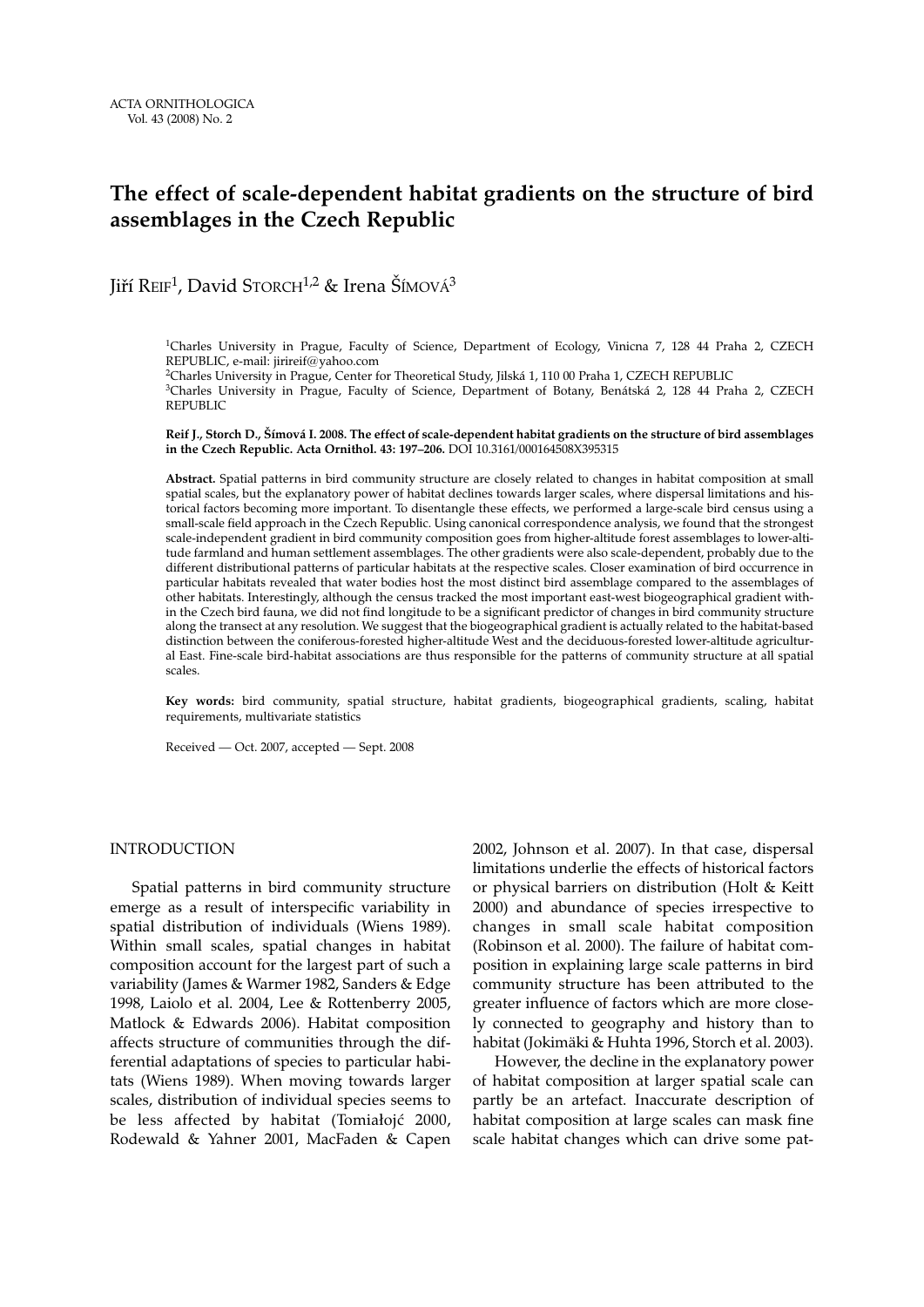# The effect of scale-dependent habitat gradients on the structure of bird assemblages in the Czech Republic

Jiří Reif[1], David Storch[1,2] & Irena Šímová[3]

[1]Charles University in Prague, Faculty of Science, Department of Ecology, Vinicna 7, 128 44 Praha 2, CZECH REPUBLIC, e-mail: jirireif@yahoo.com

[2]Charles University in Prague, Center for Theoretical Study, Jilská 1, 110 00 Praha 1, CZECH REPUBLIC

[3]Charles University in Prague, Faculty of Science, Department of Botany, Benátská 2, 128 44 Praha 2, CZECH REPUBLIC

**Reif J., Storch D., Šímová I. 2008. The effect of scale-dependent habitat gradients on the structure of bird assemblages in the Czech Republic. Acta Ornithol. 43: 197–206.** DOI 10.3161/000164508X395315

**Abstract.** Spatial patterns in bird community structure are closely related to changes in habitat composition at small spatial scales, but the explanatory power of habitat declines towards larger scales, where dispersal limitations and historical factors becoming more important. To disentangle these effects, we performed a large-scale bird census using a small-scale field approach in the Czech Republic. Using canonical correspondence analysis, we found that the strongest scale-independent gradient in bird community composition goes from higher-altitude forest assemblages to lower-altitude farmland and human settlement assemblages. The other gradients were also scale-dependent, probably due to the different distributional patterns of particular habitats at the respective scales. Closer examination of bird occurrence in particular habitats revealed that water bodies host the most distinct bird assemblage compared to the assemblages of other habitats. Interestingly, although the census tracked the most important east-west biogeographical gradient within the Czech bird fauna, we did not find longitude to be a significant predictor of changes in bird community structure along the transect at any resolution. We suggest that the biogeographical gradient is actually related to the habitat-based distinction between the coniferous-forested higher-altitude West and the deciduous-forested lower-altitude agricultural East. Fine-scale bird-habitat associations are thus responsible for the patterns of community structure at all spatial scales.

**Key words:** bird community, spatial structure, habitat gradients, biogeographical gradients, scaling, habitat requirements, multivariate statistics

Received — Oct. 2007, accepted — Sept. 2008

## INTRODUCTION

Spatial patterns in bird community structure emerge as a result of interspecific variability in spatial distribution of individuals (Wiens 1989). Within small scales, spatial changes in habitat composition account for the largest part of such a variability (James & Warmer 1982, Sanders & Edge 1998, Laiolo et al. 2004, Lee & Rottenberry 2005, Matlock & Edwards 2006). Habitat composition affects structure of communities through the differential adaptations of species to particular habitats (Wiens 1989). When moving towards larger scales, distribution of individual species seems to be less affected by habitat (Tomiałojć 2000, Rodewald & Yahner 2001, MacFaden & Capen 2002, Johnson et al. 2007). In that case, dispersal limitations underlie the effects of historical factors or physical barriers on distribution (Holt & Keitt 2000) and abundance of species irrespective to changes in small scale habitat composition (Robinson et al. 2000). The failure of habitat composition in explaining large scale patterns in bird community structure has been attributed to the greater influence of factors which are more closely connected to geography and history than to habitat (Jokimäki & Huhta 1996, Storch et al. 2003).

However, the decline in the explanatory power of habitat composition at larger spatial scale can partly be an artefact. Inaccurate description of habitat composition at large scales can mask fine scale habitat changes which can drive some pat-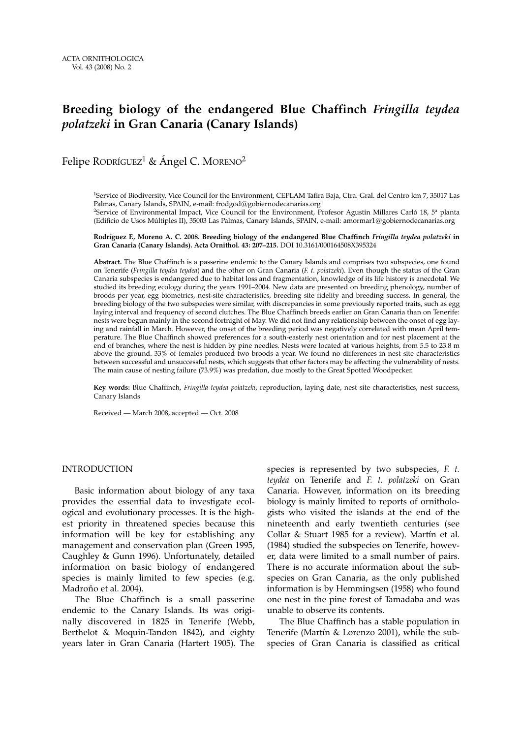# Breeding biology of the endangered Blue Chaffinch *Fringilla teydea polatzeki* in Gran Canaria (Canary Islands)

Felipe RODRÍGUEZ[1] & Ángel C. MORENO[2]

[1]Service of Biodiversity, Vice Council for the Environment, CEPLAM Tafira Baja, Ctra. Gral. del Centro km 7, 35017 Las Palmas, Canary Islands, SPAIN, e-mail: frodgod@gobiernodecanarias.org

[2]Service of Environmental Impact, Vice Council for the Environment, Profesor Agustín Millares Carló 18, 5ª planta (Edificio de Usos Múltiples II), 35003 Las Palmas, Canary Islands, SPAIN, e-mail: amormar1@gobiernodecanarias.org

**Rodríguez F., Moreno A. C. 2008. Breeding biology of the endangered Blue Chaffinch *Fringilla teydea polatzeki* in Gran Canaria (Canary Islands). Acta Ornithol. 43: 207–215.** DOI 10.3161/000164508X395324

**Abstract.** The Blue Chaffinch is a passerine endemic to the Canary Islands and comprises two subspecies, one found on Tenerife (*Fringilla teydea teydea*) and the other on Gran Canaria (*F. t. polatzeki*). Even though the status of the Gran Canaria subspecies is endangered due to habitat loss and fragmentation, knowledge of its life history is anecdotal. We studied its breeding ecology during the years 1991–2004. New data are presented on breeding phenology, number of broods per year, egg biometrics, nest-site characteristics, breeding site fidelity and breeding success. In general, the breeding biology of the two subspecies were similar, with discrepancies in some previously reported traits, such as egg laying interval and frequency of second clutches. The Blue Chaffinch breeds earlier on Gran Canaria than on Tenerife: nests were begun mainly in the second fortnight of May. We did not find any relationship between the onset of egg laying and rainfall in March. However, the onset of the breeding period was negatively correlated with mean April temperature. The Blue Chaffinch showed preferences for a south-easterly nest orientation and for nest placement at the end of branches, where the nest is hidden by pine needles. Nests were located at various heights, from 5.5 to 23.8 m above the ground. 33% of females produced two broods a year. We found no differences in nest site characteristics between successful and unsuccessful nests, which suggests that other factors may be affecting the vulnerability of nests. The main cause of nesting failure (73.9%) was predation, due mostly to the Great Spotted Woodpecker.

**Key words:** Blue Chaffinch, *Fringilla teydea polatzeki*, reproduction, laying date, nest site characteristics, nest success, Canary Islands

Received — March 2008, accepted — Oct. 2008

## INTRODUCTION

Basic information about biology of any taxa provides the essential data to investigate ecological and evolutionary processes. It is the highest priority in threatened species because this information will be key for establishing any management and conservation plan (Green 1995, Caughley & Gunn 1996). Unfortunately, detailed information on basic biology of endangered species is mainly limited to few species (e.g. Madroño et al. 2004).

The Blue Chaffinch is a small passerine endemic to the Canary Islands. Its was originally discovered in 1825 in Tenerife (Webb, Berthelot & Moquin-Tandon 1842), and eighty years later in Gran Canaria (Hartert 1905). The species is represented by two subspecies, *F. t. teydea* on Tenerife and *F. t. polatzeki* on Gran Canaria. However, information on its breeding biology is mainly limited to reports of ornithologists who visited the islands at the end of the nineteenth and early twentieth centuries (see Collar & Stuart 1985 for a review). Martín et al. (1984) studied the subspecies on Tenerife, however, data were limited to a small number of pairs. There is no accurate information about the subspecies on Gran Canaria, as the only published information is by Hemmingsen (1958) who found one nest in the pine forest of Tamadaba and was unable to observe its contents.

The Blue Chaffinch has a stable population in Tenerife (Martín & Lorenzo 2001), while the subspecies of Gran Canaria is classified as critical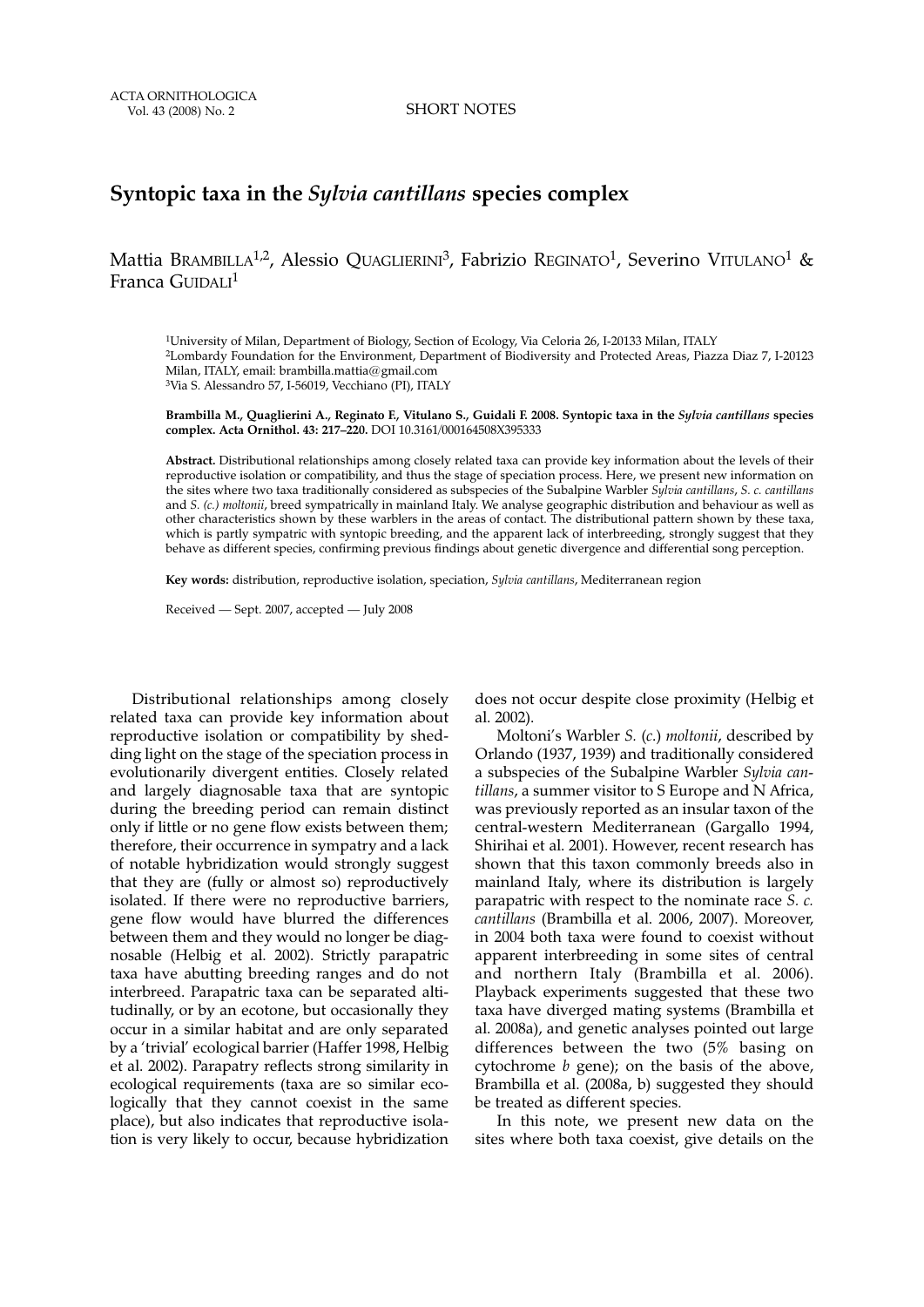SHORT NOTES

# Syntopic taxa in the *Sylvia cantillans* species complex

Mattia Brambilla[1,2], Alessio Quaglierini[3], Fabrizio Reginato[1], Severino Vitulano[1] & Franca Guidali[1]

[1]University of Milan, Department of Biology, Section of Ecology, Via Celoria 26, I-20133 Milan, ITALY
[2]Lombardy Foundation for the Environment, Department of Biodiversity and Protected Areas, Piazza Diaz 7, I-20123 Milan, ITALY, email: brambilla.mattia@gmail.com
[3]Via S. Alessandro 57, I-56019, Vecchiano (PI), ITALY

**Brambilla M., Quaglierini A., Reginato F., Vitulano S., Guidali F. 2008. Syntopic taxa in the *Sylvia cantillans* species complex. Acta Ornithol. 43: 217–220.** DOI 10.3161/000164508X395333

**Abstract.** Distributional relationships among closely related taxa can provide key information about the levels of their reproductive isolation or compatibility, and thus the stage of speciation process. Here, we present new information on the sites where two taxa traditionally considered as subspecies of the Subalpine Warbler *Sylvia cantillans*, *S. c. cantillans* and *S. (c.) moltonii*, breed sympatrically in mainland Italy. We analyse geographic distribution and behaviour as well as other characteristics shown by these warblers in the areas of contact. The distributional pattern shown by these taxa, which is partly sympatric with syntopic breeding, and the apparent lack of interbreeding, strongly suggest that they behave as different species, confirming previous findings about genetic divergence and differential song perception.

**Key words:** distribution, reproductive isolation, speciation, *Sylvia cantillans*, Mediterranean region

Received — Sept. 2007, accepted — July 2008

Distributional relationships among closely related taxa can provide key information about reproductive isolation or compatibility by shedding light on the stage of the speciation process in evolutionarily divergent entities. Closely related and largely diagnosable taxa that are syntopic during the breeding period can remain distinct only if little or no gene flow exists between them; therefore, their occurrence in sympatry and a lack of notable hybridization would strongly suggest that they are (fully or almost so) reproductively isolated. If there were no reproductive barriers, gene flow would have blurred the differences between them and they would no longer be diagnosable (Helbig et al. 2002). Strictly parapatric taxa have abutting breeding ranges and do not interbreed. Parapatric taxa can be separated altitudinally, or by an ecotone, but occasionally they occur in a similar habitat and are only separated by a 'trivial' ecological barrier (Haffer 1998, Helbig et al. 2002). Parapatry reflects strong similarity in ecological requirements (taxa are so similar ecologically that they cannot coexist in the same place), but also indicates that reproductive isolation is very likely to occur, because hybridization does not occur despite close proximity (Helbig et al. 2002).

Moltoni's Warbler *S.* (*c.*) *moltonii*, described by Orlando (1937, 1939) and traditionally considered a subspecies of the Subalpine Warbler *Sylvia cantillans*, a summer visitor to S Europe and N Africa, was previously reported as an insular taxon of the central-western Mediterranean (Gargallo 1994, Shirihai et al. 2001). However, recent research has shown that this taxon commonly breeds also in mainland Italy, where its distribution is largely parapatric with respect to the nominate race *S. c. cantillans* (Brambilla et al. 2006, 2007). Moreover, in 2004 both taxa were found to coexist without apparent interbreeding in some sites of central and northern Italy (Brambilla et al. 2006). Playback experiments suggested that these two taxa have diverged mating systems (Brambilla et al. 2008a), and genetic analyses pointed out large differences between the two (5% basing on cytochrome *b* gene); on the basis of the above, Brambilla et al. (2008a, b) suggested they should be treated as different species.

In this note, we present new data on the sites where both taxa coexist, give details on the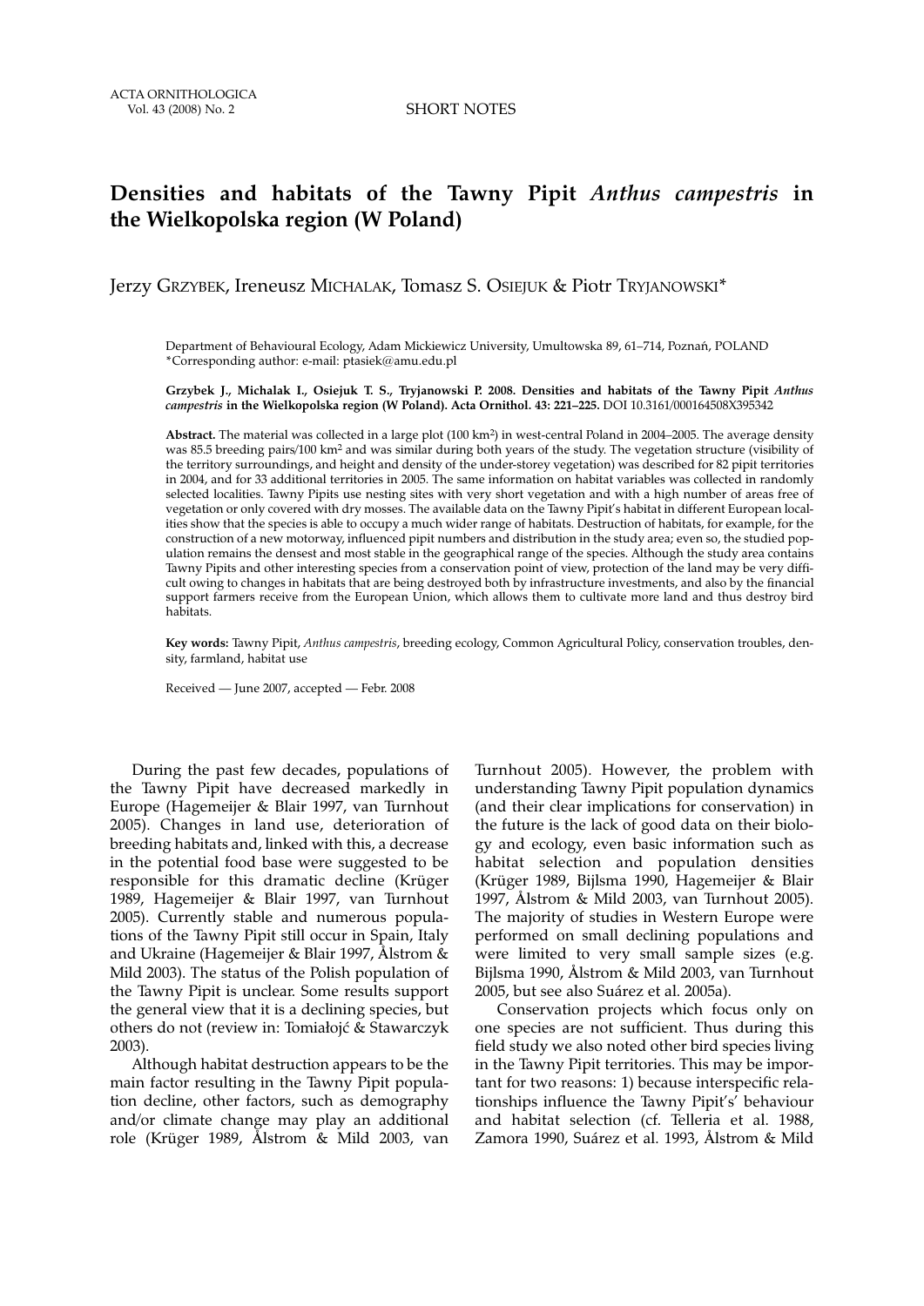SHORT NOTES

# Densities and habitats of the Tawny Pipit *Anthus campestris* in the Wielkopolska region (W Poland)

Jerzy GRZYBEK, Ireneusz MICHALAK, Tomasz S. OSIEJUK & Piotr TRYJANOWSKI*

Department of Behavioural Ecology, Adam Mickiewicz University, Umultowska 89, 61–714, Poznań, POLAND
*Corresponding author: e-mail: ptasiek@amu.edu.pl

**Grzybek J., Michalak I., Osiejuk T. S., Tryjanowski P. 2008. Densities and habitats of the Tawny Pipit *Anthus campestris* in the Wielkopolska region (W Poland). Acta Ornithol. 43: 221–225.** DOI 10.3161/000164508X395342

**Abstract.** The material was collected in a large plot (100 km$^2$) in west-central Poland in 2004–2005. The average density was 85.5 breeding pairs/100 km$^2$ and was similar during both years of the study. The vegetation structure (visibility of the territory surroundings, and height and density of the under-storey vegetation) was described for 82 pipit territories in 2004, and for 33 additional territories in 2005. The same information on habitat variables was collected in randomly selected localities. Tawny Pipits use nesting sites with very short vegetation and with a high number of areas free of vegetation or only covered with dry mosses. The available data on the Tawny Pipit's habitat in different European localities show that the species is able to occupy a much wider range of habitats. Destruction of habitats, for example, for the construction of a new motorway, influenced pipit numbers and distribution in the study area; even so, the studied population remains the densest and most stable in the geographical range of the species. Although the study area contains Tawny Pipits and other interesting species from a conservation point of view, protection of the land may be very difficult owing to changes in habitats that are being destroyed both by infrastructure investments, and also by the financial support farmers receive from the European Union, which allows them to cultivate more land and thus destroy bird habitats.

**Key words:** Tawny Pipit, *Anthus campestris*, breeding ecology, Common Agricultural Policy, conservation troubles, density, farmland, habitat use

Received — June 2007, accepted — Febr. 2008

During the past few decades, populations of the Tawny Pipit have decreased markedly in Europe (Hagemeijer & Blair 1997, van Turnhout 2005). Changes in land use, deterioration of breeding habitats and, linked with this, a decrease in the potential food base were suggested to be responsible for this dramatic decline (Krüger 1989, Hagemeijer & Blair 1997, van Turnhout 2005). Currently stable and numerous populations of the Tawny Pipit still occur in Spain, Italy and Ukraine (Hagemeijer & Blair 1997, Ålstrom & Mild 2003). The status of the Polish population of the Tawny Pipit is unclear. Some results support the general view that it is a declining species, but others do not (review in: Tomiałojć & Stawarczyk 2003).

Although habitat destruction appears to be the main factor resulting in the Tawny Pipit population decline, other factors, such as demography and/or climate change may play an additional role (Krüger 1989, Ålstrom & Mild 2003, van Turnhout 2005). However, the problem with understanding Tawny Pipit population dynamics (and their clear implications for conservation) in the future is the lack of good data on their biology and ecology, even basic information such as habitat selection and population densities (Krüger 1989, Bijlsma 1990, Hagemeijer & Blair 1997, Ålstrom & Mild 2003, van Turnhout 2005). The majority of studies in Western Europe were performed on small declining populations and were limited to very small sample sizes (e.g. Bijlsma 1990, Ålstrom & Mild 2003, van Turnhout 2005, but see also Suárez et al. 2005a).

Conservation projects which focus only on one species are not sufficient. Thus during this field study we also noted other bird species living in the Tawny Pipit territories. This may be important for two reasons: 1) because interspecific relationships influence the Tawny Pipit's' behaviour and habitat selection (cf. Telleria et al. 1988, Zamora 1990, Suárez et al. 1993, Ålstrom & Mild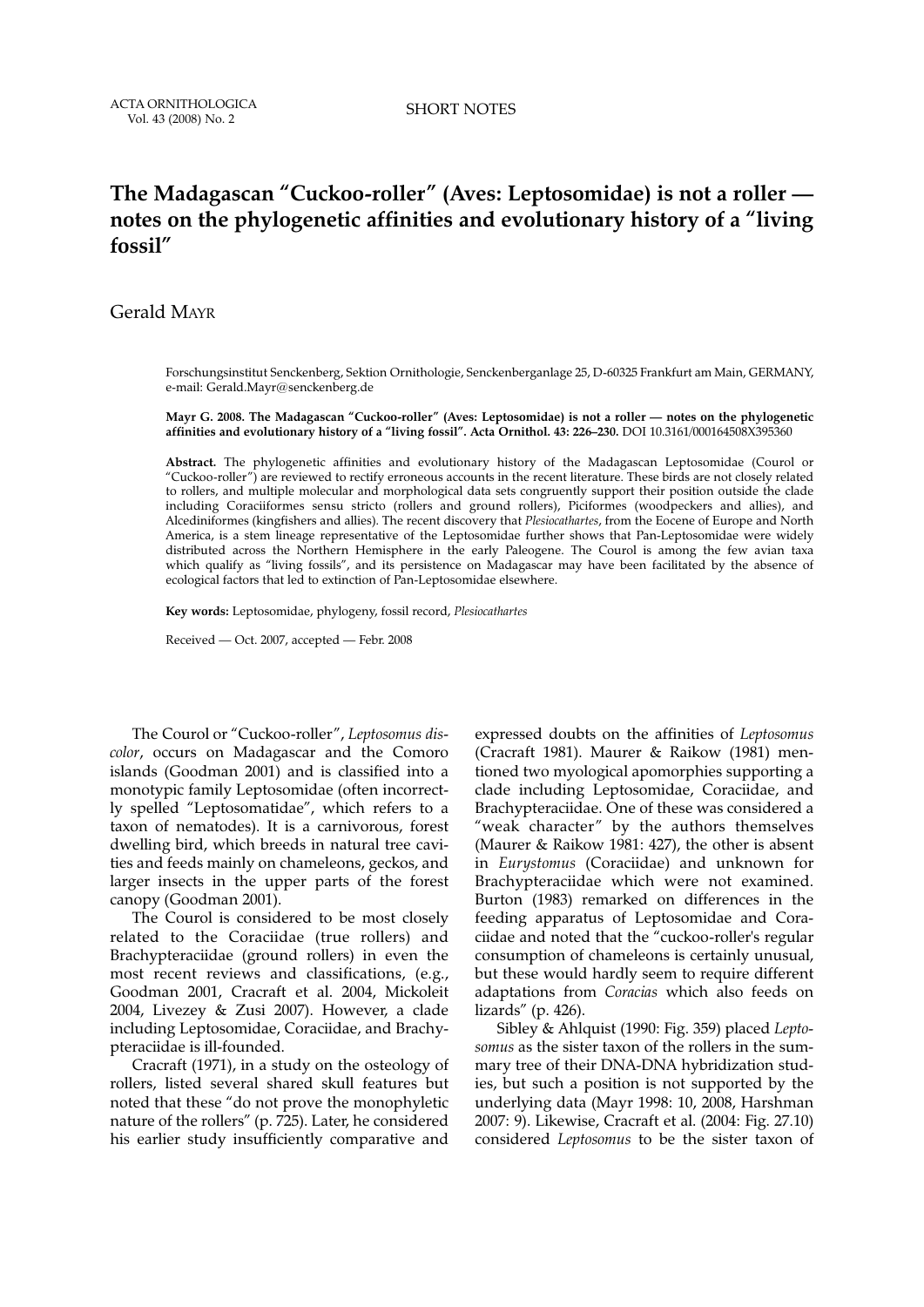SHORT NOTES

# The Madagascan "Cuckoo-roller" (Aves: Leptosomidae) is not a roller — notes on the phylogenetic affinities and evolutionary history of a "living fossil"

Gerald MAYR

Forschungsinstitut Senckenberg, Sektion Ornithologie, Senckenberganlage 25, D-60325 Frankfurt am Main, GERMANY, e-mail: Gerald.Mayr@senckenberg.de

**Mayr G. 2008. The Madagascan "Cuckoo-roller" (Aves: Leptosomidae) is not a roller — notes on the phylogenetic affinities and evolutionary history of a "living fossil". Acta Ornithol. 43: 226–230.** DOI 10.3161/000164508X395360

**Abstract.** The phylogenetic affinities and evolutionary history of the Madagascan Leptosomidae (Courol or "Cuckoo-roller") are reviewed to rectify erroneous accounts in the recent literature. These birds are not closely related to rollers, and multiple molecular and morphological data sets congruently support their position outside the clade including Coraciiformes sensu stricto (rollers and ground rollers), Piciformes (woodpeckers and allies), and Alcediniformes (kingfishers and allies). The recent discovery that *Plesiocathartes*, from the Eocene of Europe and North America, is a stem lineage representative of the Leptosomidae further shows that Pan-Leptosomidae were widely distributed across the Northern Hemisphere in the early Paleogene. The Courol is among the few avian taxa which qualify as "living fossils", and its persistence on Madagascar may have been facilitated by the absence of ecological factors that led to extinction of Pan-Leptosomidae elsewhere.

**Key words:** Leptosomidae, phylogeny, fossil record, *Plesiocathartes*

Received — Oct. 2007, accepted — Febr. 2008

The Courol or "Cuckoo-roller", *Leptosomus discolor*, occurs on Madagascar and the Comoro islands (Goodman 2001) and is classified into a monotypic family Leptosomidae (often incorrectly spelled "Leptosomatidae", which refers to a taxon of nematodes). It is a carnivorous, forest dwelling bird, which breeds in natural tree cavities and feeds mainly on chameleons, geckos, and larger insects in the upper parts of the forest canopy (Goodman 2001).

The Courol is considered to be most closely related to the Coraciidae (true rollers) and Brachypteraciidae (ground rollers) in even the most recent reviews and classifications, (e.g., Goodman 2001, Cracraft et al. 2004, Mickoleit 2004, Livezey & Zusi 2007). However, a clade including Leptosomidae, Coraciidae, and Brachypteraciidae is ill-founded.

Cracraft (1971), in a study on the osteology of rollers, listed several shared skull features but noted that these "do not prove the monophyletic nature of the rollers" (p. 725). Later, he considered his earlier study insufficiently comparative and expressed doubts on the affinities of *Leptosomus* (Cracraft 1981). Maurer & Raikow (1981) mentioned two myological apomorphies supporting a clade including Leptosomidae, Coraciidae, and Brachypteraciidae. One of these was considered a "weak character" by the authors themselves (Maurer & Raikow 1981: 427), the other is absent in *Eurystomus* (Coraciidae) and unknown for Brachypteraciidae which were not examined. Burton (1983) remarked on differences in the feeding apparatus of Leptosomidae and Coraciidae and noted that the "cuckoo-roller's regular consumption of chameleons is certainly unusual, but these would hardly seem to require different adaptations from *Coracias* which also feeds on lizards" (p. 426).

Sibley & Ahlquist (1990: Fig. 359) placed *Leptosomus* as the sister taxon of the rollers in the summary tree of their DNA-DNA hybridization studies, but such a position is not supported by the underlying data (Mayr 1998: 10, 2008, Harshman 2007: 9). Likewise, Cracraft et al. (2004: Fig. 27.10) considered *Leptosomus* to be the sister taxon of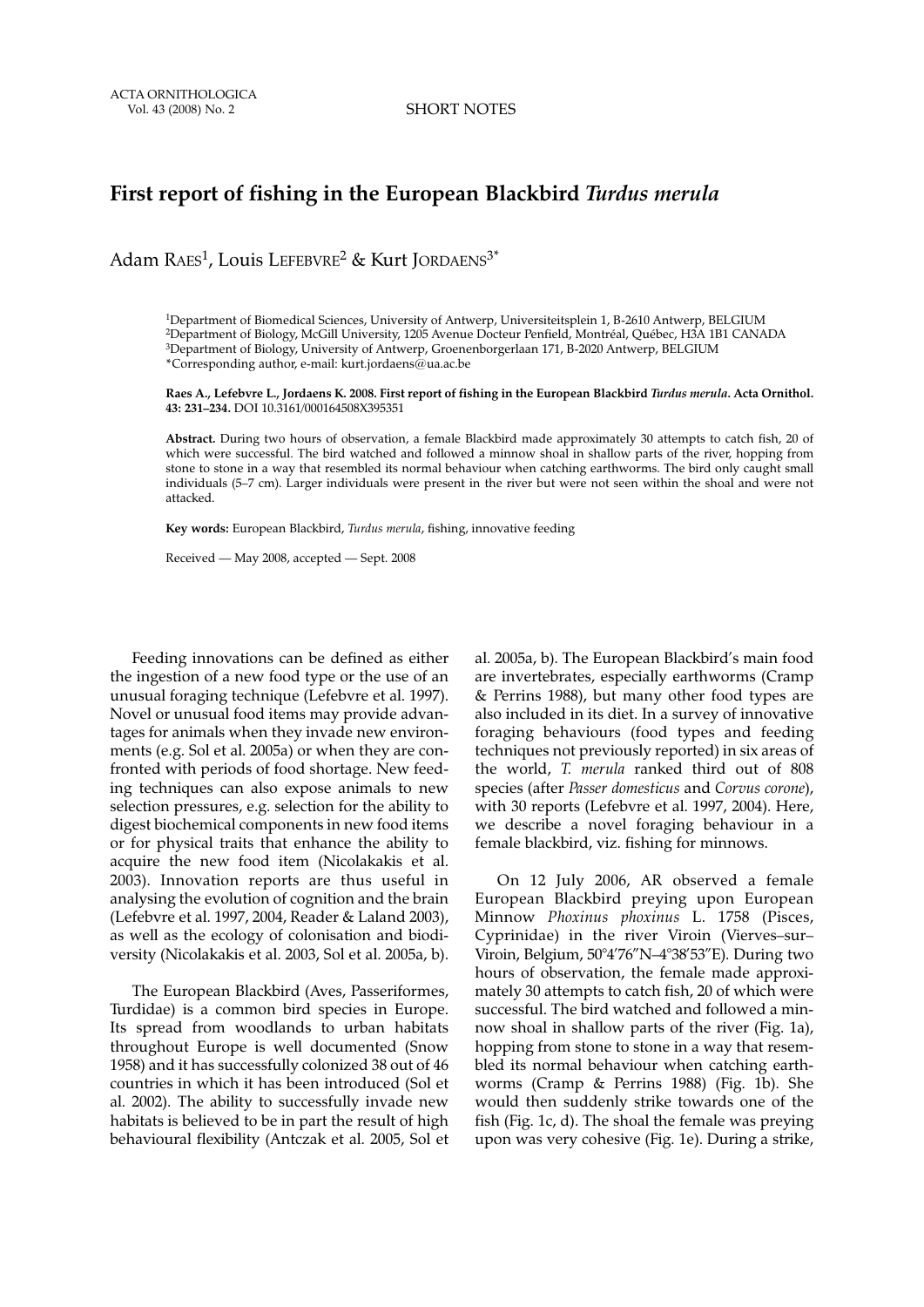# First report of fishing in the European Blackbird *Turdus merula*

Adam RAES[1], Louis LEFEBVRE[2] & Kurt JORDAENS[3*]

[1]Department of Biomedical Sciences, University of Antwerp, Universiteitsplein 1, B-2610 Antwerp, BELGIUM
[2]Department of Biology, McGill University, 1205 Avenue Docteur Penfield, Montréal, Québec, H3A 1B1 CANADA
[3]Department of Biology, University of Antwerp, Groenenborgerlaan 171, B-2020 Antwerp, BELGIUM
*Corresponding author, e-mail: kurt.jordaens@ua.ac.be

**Raes A., Lefebvre L., Jordaens K. 2008. First report of fishing in the European Blackbird *Turdus merula*. Acta Ornithol. 43: 231–234.** DOI 10.3161/000164508X395351

**Abstract.** During two hours of observation, a female Blackbird made approximately 30 attempts to catch fish, 20 of which were successful. The bird watched and followed a minnow shoal in shallow parts of the river, hopping from stone to stone in a way that resembled its normal behaviour when catching earthworms. The bird only caught small individuals (5–7 cm). Larger individuals were present in the river but were not seen within the shoal and were not attacked.

**Key words:** European Blackbird, *Turdus merula*, fishing, innovative feeding

Received — May 2008, accepted — Sept. 2008

Feeding innovations can be defined as either the ingestion of a new food type or the use of an unusual foraging technique (Lefebvre et al. 1997). Novel or unusual food items may provide advantages for animals when they invade new environments (e.g. Sol et al. 2005a) or when they are confronted with periods of food shortage. New feeding techniques can also expose animals to new selection pressures, e.g. selection for the ability to digest biochemical components in new food items or for physical traits that enhance the ability to acquire the new food item (Nicolakakis et al. 2003). Innovation reports are thus useful in analysing the evolution of cognition and the brain (Lefebvre et al. 1997, 2004, Reader & Laland 2003), as well as the ecology of colonisation and biodiversity (Nicolakakis et al. 2003, Sol et al. 2005a, b).

The European Blackbird (Aves, Passeriformes, Turdidae) is a common bird species in Europe. Its spread from woodlands to urban habitats throughout Europe is well documented (Snow 1958) and it has successfully colonized 38 out of 46 countries in which it has been introduced (Sol et al. 2002). The ability to successfully invade new habitats is believed to be in part the result of high behavioural flexibility (Antczak et al. 2005, Sol et al. 2005a, b). The European Blackbird's main food are invertebrates, especially earthworms (Cramp & Perrins 1988), but many other food types are also included in its diet. In a survey of innovative foraging behaviours (food types and feeding techniques not previously reported) in six areas of the world, *T. merula* ranked third out of 808 species (after *Passer domesticus* and *Corvus corone*), with 30 reports (Lefebvre et al. 1997, 2004). Here, we describe a novel foraging behaviour in a female blackbird, viz. fishing for minnows.

On 12 July 2006, AR observed a female European Blackbird preying upon European Minnow *Phoxinus phoxinus* L. 1758 (Pisces, Cyprinidae) in the river Viroin (Vierves–sur–Viroin, Belgium, 50°4′76″N–4°38′53″E). During two hours of observation, the female made approximately 30 attempts to catch fish, 20 of which were successful. The bird watched and followed a minnow shoal in shallow parts of the river (Fig. 1a), hopping from stone to stone in a way that resembled its normal behaviour when catching earthworms (Cramp & Perrins 1988) (Fig. 1b). She would then suddenly strike towards one of the fish (Fig. 1c, d). The shoal the female was preying upon was very cohesive (Fig. 1e). During a strike,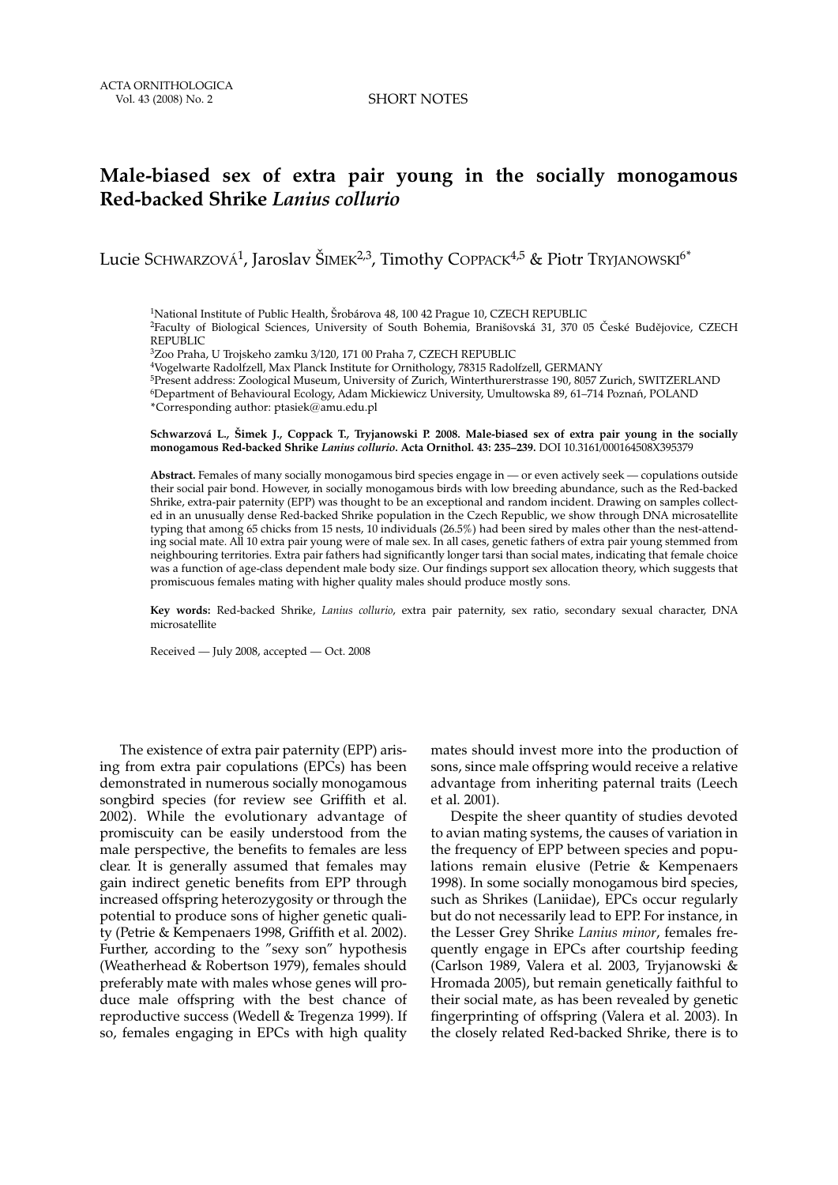SHORT NOTES

# Male-biased sex of extra pair young in the socially monogamous Red-backed Shrike *Lanius collurio*

Lucie Schwarzová[1], Jaroslav Šimek[2,3], Timothy Coppack[4,5] & Piotr Tryjanowski[6*]

[1]National Institute of Public Health, Šrobárova 48, 100 42 Prague 10, CZECH REPUBLIC
[2]Faculty of Biological Sciences, University of South Bohemia, Branišovská 31, 370 05 České Budějovice, CZECH REPUBLIC
[3]Zoo Praha, U Trojskeho zamku 3/120, 171 00 Praha 7, CZECH REPUBLIC
[4]Vogelwarte Radolfzell, Max Planck Institute for Ornithology, 78315 Radolfzell, GERMANY
[5]Present address: Zoological Museum, University of Zurich, Winterthurerstrasse 190, 8057 Zurich, SWITZERLAND
[6]Department of Behavioural Ecology, Adam Mickiewicz University, Umultowska 89, 61–714 Poznań, POLAND
*Corresponding author: ptasiek@amu.edu.pl

**Schwarzová L., Šimek J., Coppack T., Tryjanowski P. 2008. Male-biased sex of extra pair young in the socially monogamous Red-backed Shrike *Lanius collurio*. Acta Ornithol. 43: 235–239.** DOI 10.3161/000164508X395379

**Abstract.** Females of many socially monogamous bird species engage in — or even actively seek — copulations outside their social pair bond. However, in socially monogamous birds with low breeding abundance, such as the Red-backed Shrike, extra-pair paternity (EPP) was thought to be an exceptional and random incident. Drawing on samples collected in an unusually dense Red-backed Shrike population in the Czech Republic, we show through DNA microsatellite typing that among 65 chicks from 15 nests, 10 individuals (26.5%) had been sired by males other than the nest-attending social mate. All 10 extra pair young were of male sex. In all cases, genetic fathers of extra pair young stemmed from neighbouring territories. Extra pair fathers had significantly longer tarsi than social mates, indicating that female choice was a function of age-class dependent male body size. Our findings support sex allocation theory, which suggests that promiscuous females mating with higher quality males should produce mostly sons.

**Key words:** Red-backed Shrike, *Lanius collurio*, extra pair paternity, sex ratio, secondary sexual character, DNA microsatellite

Received — July 2008, accepted — Oct. 2008

The existence of extra pair paternity (EPP) arising from extra pair copulations (EPCs) has been demonstrated in numerous socially monogamous songbird species (for review see Griffith et al. 2002). While the evolutionary advantage of promiscuity can be easily understood from the male perspective, the benefits to females are less clear. It is generally assumed that females may gain indirect genetic benefits from EPP through increased offspring heterozygosity or through the potential to produce sons of higher genetic quality (Petrie & Kempenaers 1998, Griffith et al. 2002). Further, according to the "sexy son" hypothesis (Weatherhead & Robertson 1979), females should preferably mate with males whose genes will produce male offspring with the best chance of reproductive success (Wedell & Tregenza 1999). If so, females engaging in EPCs with high quality mates should invest more into the production of sons, since male offspring would receive a relative advantage from inheriting paternal traits (Leech et al. 2001).

Despite the sheer quantity of studies devoted to avian mating systems, the causes of variation in the frequency of EPP between species and populations remain elusive (Petrie & Kempenaers 1998). In some socially monogamous bird species, such as Shrikes (Laniidae), EPCs occur regularly but do not necessarily lead to EPP. For instance, in the Lesser Grey Shrike *Lanius minor*, females frequently engage in EPCs after courtship feeding (Carlson 1989, Valera et al. 2003, Tryjanowski & Hromada 2005), but remain genetically faithful to their social mate, as has been revealed by genetic fingerprinting of offspring (Valera et al. 2003). In the closely related Red-backed Shrike, there is to